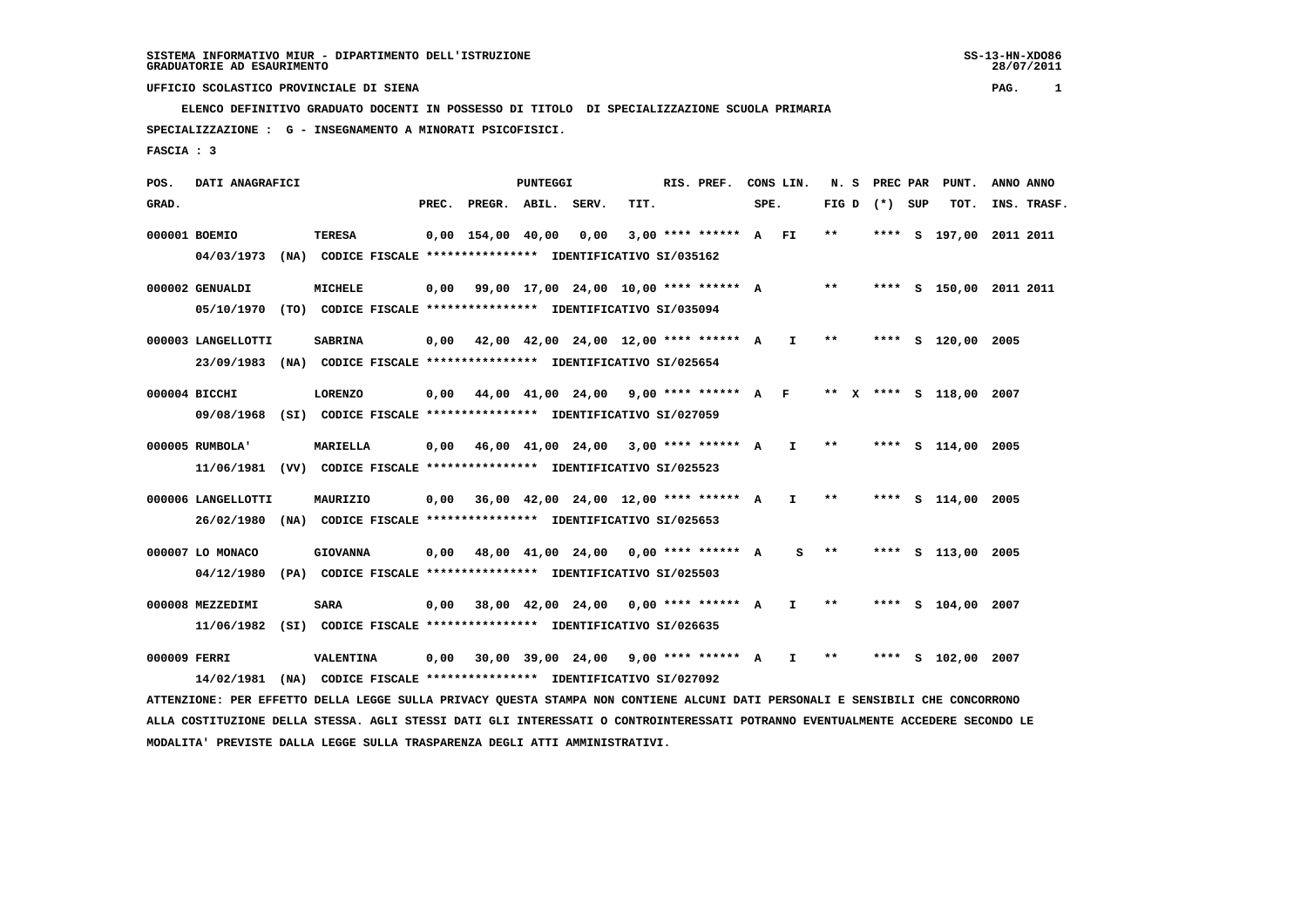SISTEMA INFORMATIVO MIUR - DIPARTIMENTO DELL'ISTRUZIONE
GRADUATORIE AD ESAURIMENTO

UFFICIO SCOLASTICO PROVINCIALE DI SIENA

**ELENCO DEFINITIVO GRADUATO DOCENTI IN POSSESSO DI TITOLO DI SPECIALIZZAZIONE SCUOLA PRIMARIA**

**SPECIALIZZAZIONE : G - INSEGNAMENTO A MINORATI PSICOFISICI.**

**FASCIA : 3**

| POS. GRAD. | DATI ANAGRAFICI | | PREC. | PREGR. | ABIL. | SERV. | TIT. | RIS. PREF. | CONS SPE. | LIN. | N. S FIG D | PREC PAR (*) | SUP | PUNT. TOT. | ANNO INS. | ANNO TRASF. |
|---|---|---|---|---|---|---|---|---|---|---|---|---|---|---|---|---|
| 000001 | BOEMIO | TERESA | 0,00 | 154,00 | 40,00 | 0,00 | 3,00 | **** ****** | A | FI | ** | **** | S | 197,00 | 2011 | 2011 |
| | 04/03/1973 (NA) CODICE FISCALE **************** IDENTIFICATIVO SI/035162 | | | | | | | | | | | | | | | |
| 000002 | GENUALDI | MICHELE | 0,00 | 99,00 | 17,00 | 24,00 | 10,00 | **** ****** | A | | ** | **** | S | 150,00 | 2011 | 2011 |
| | 05/10/1970 (TO) CODICE FISCALE **************** IDENTIFICATIVO SI/035094 | | | | | | | | | | | | | | | |
| 000003 | LANGELLOTTI | SABRINA | 0,00 | 42,00 | 42,00 | 24,00 | 12,00 | **** ****** | A | I | ** | **** | S | 120,00 | 2005 | |
| | 23/09/1983 (NA) CODICE FISCALE **************** IDENTIFICATIVO SI/025654 | | | | | | | | | | | | | | | |
| 000004 | BICCHI | LORENZO | 0,00 | 44,00 | 41,00 | 24,00 | 9,00 | **** ****** | A | F | ** X | **** | S | 118,00 | 2007 | |
| | 09/08/1968 (SI) CODICE FISCALE **************** IDENTIFICATIVO SI/027059 | | | | | | | | | | | | | | | |
| 000005 | RUMBOLA' | MARIELLA | 0,00 | 46,00 | 41,00 | 24,00 | 3,00 | **** ****** | A | I | ** | **** | S | 114,00 | 2005 | |
| | 11/06/1981 (VV) CODICE FISCALE **************** IDENTIFICATIVO SI/025523 | | | | | | | | | | | | | | | |
| 000006 | LANGELLOTTI | MAURIZIO | 0,00 | 36,00 | 42,00 | 24,00 | 12,00 | **** ****** | A | I | ** | **** | S | 114,00 | 2005 | |
| | 26/02/1980 (NA) CODICE FISCALE **************** IDENTIFICATIVO SI/025653 | | | | | | | | | | | | | | | |
| 000007 | LO MONACO | GIOVANNA | 0,00 | 48,00 | 41,00 | 24,00 | 0,00 | **** ****** | A | S | ** | **** | S | 113,00 | 2005 | |
| | 04/12/1980 (PA) CODICE FISCALE **************** IDENTIFICATIVO SI/025503 | | | | | | | | | | | | | | | |
| 000008 | MEZZEDIMI | SARA | 0,00 | 38,00 | 42,00 | 24,00 | 0,00 | **** ****** | A | I | ** | **** | S | 104,00 | 2007 | |
| | 11/06/1982 (SI) CODICE FISCALE **************** IDENTIFICATIVO SI/026635 | | | | | | | | | | | | | | | |
| 000009 | FERRI | VALENTINA | 0,00 | 30,00 | 39,00 | 24,00 | 9,00 | **** ****** | A | I | ** | **** | S | 102,00 | 2007 | |
| | 14/02/1981 (NA) CODICE FISCALE **************** IDENTIFICATIVO SI/027092 | | | | | | | | | | | | | | | |

ATTENZIONE: PER EFFETTO DELLA LEGGE SULLA PRIVACY QUESTA STAMPA NON CONTIENE ALCUNI DATI PERSONALI E SENSIBILI CHE CONCORRONO ALLA COSTITUZIONE DELLA STESSA. AGLI STESSI DATI GLI INTERESSATI O CONTROINTERESSATI POTRANNO EVENTUALMENTE ACCEDERE SECONDO LE MODALITA' PREVISTE DALLA LEGGE SULLA TRASPARENZA DEGLI ATTI AMMINISTRATIVI.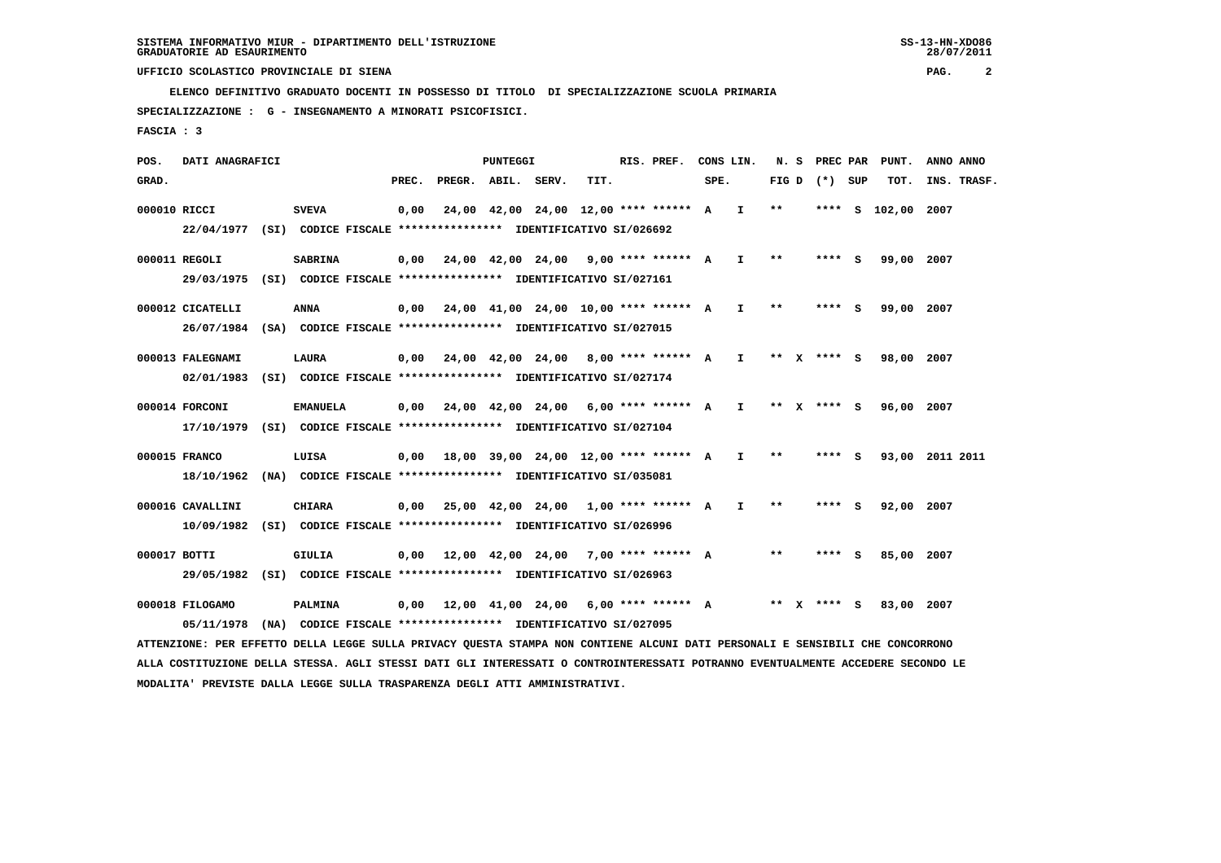SISTEMA INFORMATIVO MIUR - DIPARTIMENTO DELL'ISTRUZIONE
GRADUATORIE AD ESAURIMENTO

UFFICIO SCOLASTICO PROVINCIALE DI SIENA

ELENCO DEFINITIVO GRADUATO DOCENTI IN POSSESSO DI TITOLO DI SPECIALIZZAZIONE SCUOLA PRIMARIA

SPECIALIZZAZIONE : G - INSEGNAMENTO A MINORATI PSICOFISICI.

FASCIA : 3

| POS. GRAD. | DATI ANAGRAFICI | | PUNTEGGI PREC. | PREGR. | ABIL. | SERV. | TIT. | RIS. PREF. | CONS SPE. | LIN. | N. S FIG D | PREC PAR (*) | SUP | PUNT. TOT. | ANNO INS. | ANNO TRASF. |
|---|---|---|---|---|---|---|---|---|---|---|---|---|---|---|---|---|
| 000010 | RICCI | SVEVA | 0,00 | 24,00 | 42,00 | 24,00 | 12,00 | **** ****** | A | I | ** | **** | S | 102,00 | 2007 | |
| | 22/04/1977 (SI) CODICE FISCALE **************** IDENTIFICATIVO SI/026692 | | | | | | | | | | | | | | | |
| 000011 | REGOLI | SABRINA | 0,00 | 24,00 | 42,00 | 24,00 | 9,00 | **** ****** | A | I | ** | **** | S | 99,00 | 2007 | |
| | 29/03/1975 (SI) CODICE FISCALE **************** IDENTIFICATIVO SI/027161 | | | | | | | | | | | | | | | |
| 000012 | CICATELLI | ANNA | 0,00 | 24,00 | 41,00 | 24,00 | 10,00 | **** ****** | A | I | ** | **** | S | 99,00 | 2007 | |
| | 26/07/1984 (SA) CODICE FISCALE **************** IDENTIFICATIVO SI/027015 | | | | | | | | | | | | | | | |
| 000013 | FALEGNAMI | LAURA | 0,00 | 24,00 | 42,00 | 24,00 | 8,00 | **** ****** | A | I | ** X | **** | S | 98,00 | 2007 | |
| | 02/01/1983 (SI) CODICE FISCALE **************** IDENTIFICATIVO SI/027174 | | | | | | | | | | | | | | | |
| 000014 | FORCONI | EMANUELA | 0,00 | 24,00 | 42,00 | 24,00 | 6,00 | **** ****** | A | I | ** X | **** | S | 96,00 | 2007 | |
| | 17/10/1979 (SI) CODICE FISCALE **************** IDENTIFICATIVO SI/027104 | | | | | | | | | | | | | | | |
| 000015 | FRANCO | LUISA | 0,00 | 18,00 | 39,00 | 24,00 | 12,00 | **** ****** | A | I | ** | **** | S | 93,00 | 2011 | 2011 |
| | 18/10/1962 (NA) CODICE FISCALE **************** IDENTIFICATIVO SI/035081 | | | | | | | | | | | | | | | |
| 000016 | CAVALLINI | CHIARA | 0,00 | 25,00 | 42,00 | 24,00 | 1,00 | **** ****** | A | I | ** | **** | S | 92,00 | 2007 | |
| | 10/09/1982 (SI) CODICE FISCALE **************** IDENTIFICATIVO SI/026996 | | | | | | | | | | | | | | | |
| 000017 | BOTTI | GIULIA | 0,00 | 12,00 | 42,00 | 24,00 | 7,00 | **** ****** | A | | ** | **** | S | 85,00 | 2007 | |
| | 29/05/1982 (SI) CODICE FISCALE **************** IDENTIFICATIVO SI/026963 | | | | | | | | | | | | | | | |
| 000018 | FILOGAMO | PALMINA | 0,00 | 12,00 | 41,00 | 24,00 | 6,00 | **** ****** | A | | ** X | **** | S | 83,00 | 2007 | |
| | 05/11/1978 (NA) CODICE FISCALE **************** IDENTIFICATIVO SI/027095 | | | | | | | | | | | | | | | |

ATTENZIONE: PER EFFETTO DELLA LEGGE SULLA PRIVACY QUESTA STAMPA NON CONTIENE ALCUNI DATI PERSONALI E SENSIBILI CHE CONCORRONO ALLA COSTITUZIONE DELLA STESSA. AGLI STESSI DATI GLI INTERESSATI O CONTROINTERESSATI POTRANNO EVENTUALMENTE ACCEDERE SECONDO LE MODALITA' PREVISTE DALLA LEGGE SULLA TRASPARENZA DEGLI ATTI AMMINISTRATIVI.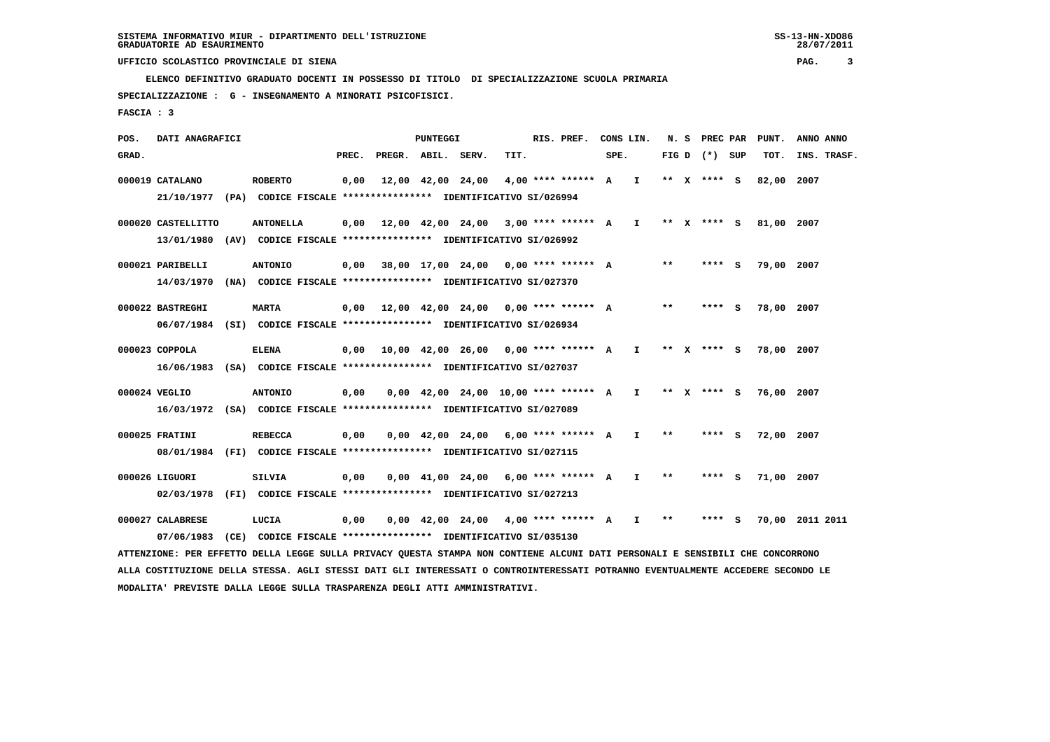UFFICIO SCOLASTICO PROVINCIALE DI SIENA

ELENCO DEFINITIVO GRADUATO DOCENTI IN POSSESSO DI TITOLO DI SPECIALIZZAZIONE SCUOLA PRIMARIA

SPECIALIZZAZIONE : G - INSEGNAMENTO A MINORATI PSICOFISICI.

FASCIA : 3

| POS. GRAD. | DATI ANAGRAFICI | | PREC. | PREGR. | ABIL. | SERV. | TIT. | RIS. PREF. | CONS SPE. | LIN. | N. S FIG D | PREC PAR (*) | SUP | PUNT. TOT. | ANNO INS. | ANNO TRASF. |
|---|---|---|---|---|---|---|---|---|---|---|---|---|---|---|---|---|
| 000019 | CATALANO | ROBERTO | 0,00 | 12,00 | 42,00 | 24,00 | 4,00 | **** ****** | A | I | ** X | **** | S | 82,00 | 2007 | |
| | 21/10/1977 (PA) CODICE FISCALE **************** IDENTIFICATIVO SI/026994 | | | | | | | | | | | | | | | |
| 000020 | CASTELLITTO | ANTONELLA | 0,00 | 12,00 | 42,00 | 24,00 | 3,00 | **** ****** | A | I | ** X | **** | S | 81,00 | 2007 | |
| | 13/01/1980 (AV) CODICE FISCALE **************** IDENTIFICATIVO SI/026992 | | | | | | | | | | | | | | | |
| 000021 | PARIBELLI | ANTONIO | 0,00 | 38,00 | 17,00 | 24,00 | 0,00 | **** ****** | A | | ** | **** | S | 79,00 | 2007 | |
| | 14/03/1970 (NA) CODICE FISCALE **************** IDENTIFICATIVO SI/027370 | | | | | | | | | | | | | | | |
| 000022 | BASTREGHI | MARTA | 0,00 | 12,00 | 42,00 | 24,00 | 0,00 | **** ****** | A | | ** | **** | S | 78,00 | 2007 | |
| | 06/07/1984 (SI) CODICE FISCALE **************** IDENTIFICATIVO SI/026934 | | | | | | | | | | | | | | | |
| 000023 | COPPOLA | ELENA | 0,00 | 10,00 | 42,00 | 26,00 | 0,00 | **** ****** | A | I | ** X | **** | S | 78,00 | 2007 | |
| | 16/06/1983 (SA) CODICE FISCALE **************** IDENTIFICATIVO SI/027037 | | | | | | | | | | | | | | | |
| 000024 | VEGLIO | ANTONIO | 0,00 | 0,00 | 42,00 | 24,00 | 10,00 | **** ****** | A | I | ** X | **** | S | 76,00 | 2007 | |
| | 16/03/1972 (SA) CODICE FISCALE **************** IDENTIFICATIVO SI/027089 | | | | | | | | | | | | | | | |
| 000025 | FRATINI | REBECCA | 0,00 | 0,00 | 42,00 | 24,00 | 6,00 | **** ****** | A | I | ** | **** | S | 72,00 | 2007 | |
| | 08/01/1984 (FI) CODICE FISCALE **************** IDENTIFICATIVO SI/027115 | | | | | | | | | | | | | | | |
| 000026 | LIGUORI | SILVIA | 0,00 | 0,00 | 41,00 | 24,00 | 6,00 | **** ****** | A | I | ** | **** | S | 71,00 | 2007 | |
| | 02/03/1978 (FI) CODICE FISCALE **************** IDENTIFICATIVO SI/027213 | | | | | | | | | | | | | | | |
| 000027 | CALABRESE | LUCIA | 0,00 | 0,00 | 42,00 | 24,00 | 4,00 | **** ****** | A | I | ** | **** | S | 70,00 | 2011 | 2011 |
| | 07/06/1983 (CE) CODICE FISCALE **************** IDENTIFICATIVO SI/035130 | | | | | | | | | | | | | | | |

ATTENZIONE: PER EFFETTO DELLA LEGGE SULLA PRIVACY QUESTA STAMPA NON CONTIENE ALCUNI DATI PERSONALI E SENSIBILI CHE CONCORRONO ALLA COSTITUZIONE DELLA STESSA. AGLI STESSI DATI GLI INTERESSATI O CONTROINTERESSATI POTRANNO EVENTUALMENTE ACCEDERE SECONDO LE MODALITA' PREVISTE DALLA LEGGE SULLA TRASPARENZA DEGLI ATTI AMMINISTRATIVI.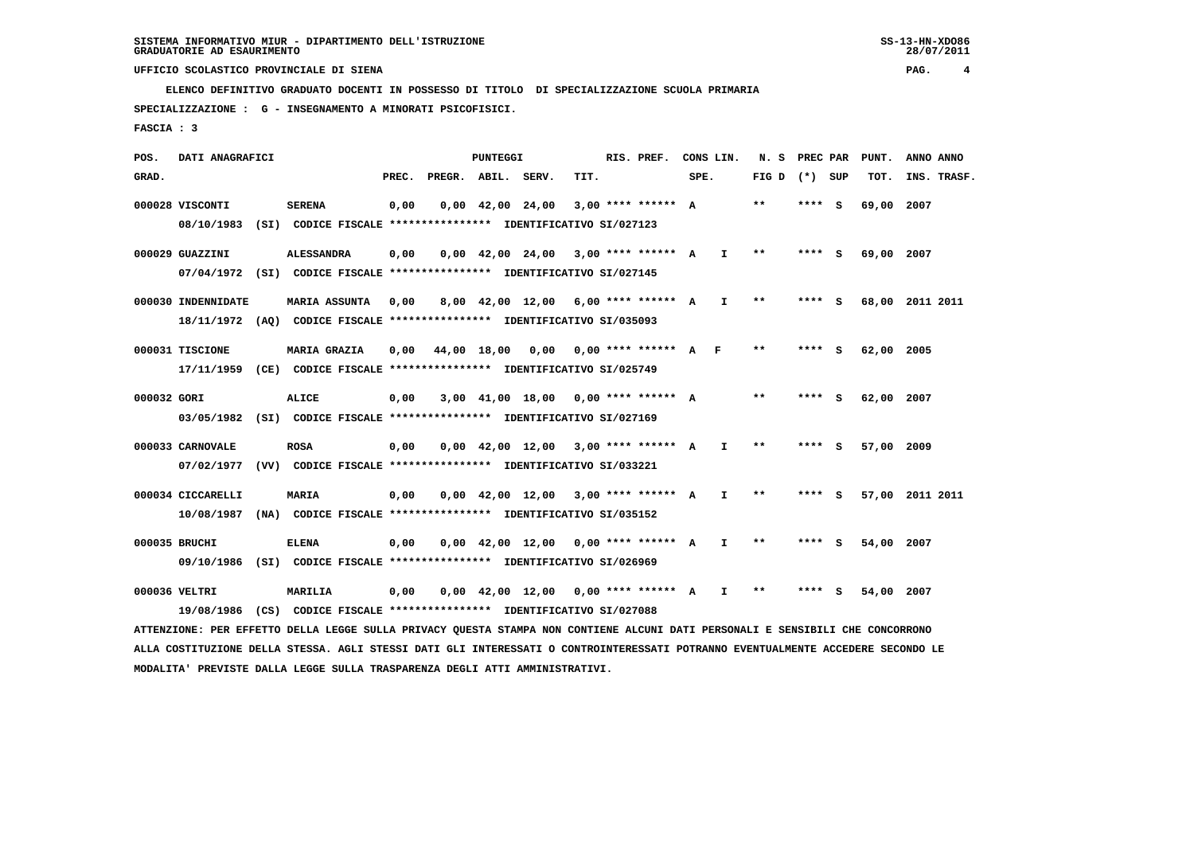SISTEMA INFORMATIVO MIUR - DIPARTIMENTO DELL'ISTRUZIONE
GRADUATORIE AD ESAURIMENTO

UFFICIO SCOLASTICO PROVINCIALE DI SIENA

ELENCO DEFINITIVO GRADUATO DOCENTI IN POSSESSO DI TITOLO DI SPECIALIZZAZIONE SCUOLA PRIMARIA

SPECIALIZZAZIONE : G - INSEGNAMENTO A MINORATI PSICOFISICI.

FASCIA : 3

| POS. GRAD. | DATI ANAGRAFICI | | PREC. | PREGR. | ABIL. | SERV. | TIT. | RIS. PREF. | CONS SPE. | LIN. | N. S FIG D | PREC PAR (*) | SUP | PUNT. TOT. | ANNO INS. | ANNO TRASF. |
|---|---|---|---|---|---|---|---|---|---|---|---|---|---|---|---|---|
| 000028 | VISCONTI | SERENA | 0,00 | 0,00 | 42,00 | 24,00 | 3,00 | **** ****** | A | | ** | **** | S | 69,00 | 2007 | |
| | 08/10/1983 (SI) CODICE FISCALE **************** IDENTIFICATIVO SI/027123 | | | | | | | | | | | | | | | |
| 000029 | GUAZZINI | ALESSANDRA | 0,00 | 0,00 | 42,00 | 24,00 | 3,00 | **** ****** | A | I | ** | **** | S | 69,00 | 2007 | |
| | 07/04/1972 (SI) CODICE FISCALE **************** IDENTIFICATIVO SI/027145 | | | | | | | | | | | | | | | |
| 000030 | INDENNIDATE | MARIA ASSUNTA | 0,00 | 8,00 | 42,00 | 12,00 | 6,00 | **** ****** | A | I | ** | **** | S | 68,00 | 2011 | 2011 |
| | 18/11/1972 (AQ) CODICE FISCALE **************** IDENTIFICATIVO SI/035093 | | | | | | | | | | | | | | | |
| 000031 | TISCIONE | MARIA GRAZIA | 0,00 | 44,00 | 18,00 | 0,00 | 0,00 | **** ****** | A | F | ** | **** | S | 62,00 | 2005 | |
| | 17/11/1959 (CE) CODICE FISCALE **************** IDENTIFICATIVO SI/025749 | | | | | | | | | | | | | | | |
| 000032 | GORI | ALICE | 0,00 | 3,00 | 41,00 | 18,00 | 0,00 | **** ****** | A | | ** | **** | S | 62,00 | 2007 | |
| | 03/05/1982 (SI) CODICE FISCALE **************** IDENTIFICATIVO SI/027169 | | | | | | | | | | | | | | | |
| 000033 | CARNOVALE | ROSA | 0,00 | 0,00 | 42,00 | 12,00 | 3,00 | **** ****** | A | I | ** | **** | S | 57,00 | 2009 | |
| | 07/02/1977 (VV) CODICE FISCALE **************** IDENTIFICATIVO SI/033221 | | | | | | | | | | | | | | | |
| 000034 | CICCARELLI | MARIA | 0,00 | 0,00 | 42,00 | 12,00 | 3,00 | **** ****** | A | I | ** | **** | S | 57,00 | 2011 | 2011 |
| | 10/08/1987 (NA) CODICE FISCALE **************** IDENTIFICATIVO SI/035152 | | | | | | | | | | | | | | | |
| 000035 | BRUCHI | ELENA | 0,00 | 0,00 | 42,00 | 12,00 | 0,00 | **** ****** | A | I | ** | **** | S | 54,00 | 2007 | |
| | 09/10/1986 (SI) CODICE FISCALE **************** IDENTIFICATIVO SI/026969 | | | | | | | | | | | | | | | |
| 000036 | VELTRI | MARILIA | 0,00 | 0,00 | 42,00 | 12,00 | 0,00 | **** ****** | A | I | ** | **** | S | 54,00 | 2007 | |
| | 19/08/1986 (CS) CODICE FISCALE **************** IDENTIFICATIVO SI/027088 | | | | | | | | | | | | | | | |

ATTENZIONE: PER EFFETTO DELLA LEGGE SULLA PRIVACY QUESTA STAMPA NON CONTIENE ALCUNI DATI PERSONALI E SENSIBILI CHE CONCORRONO ALLA COSTITUZIONE DELLA STESSA. AGLI STESSI DATI GLI INTERESSATI O CONTROINTERESSATI POTRANNO EVENTUALMENTE ACCEDERE SECONDO LE MODALITA' PREVISTE DALLA LEGGE SULLA TRASPARENZA DEGLI ATTI AMMINISTRATIVI.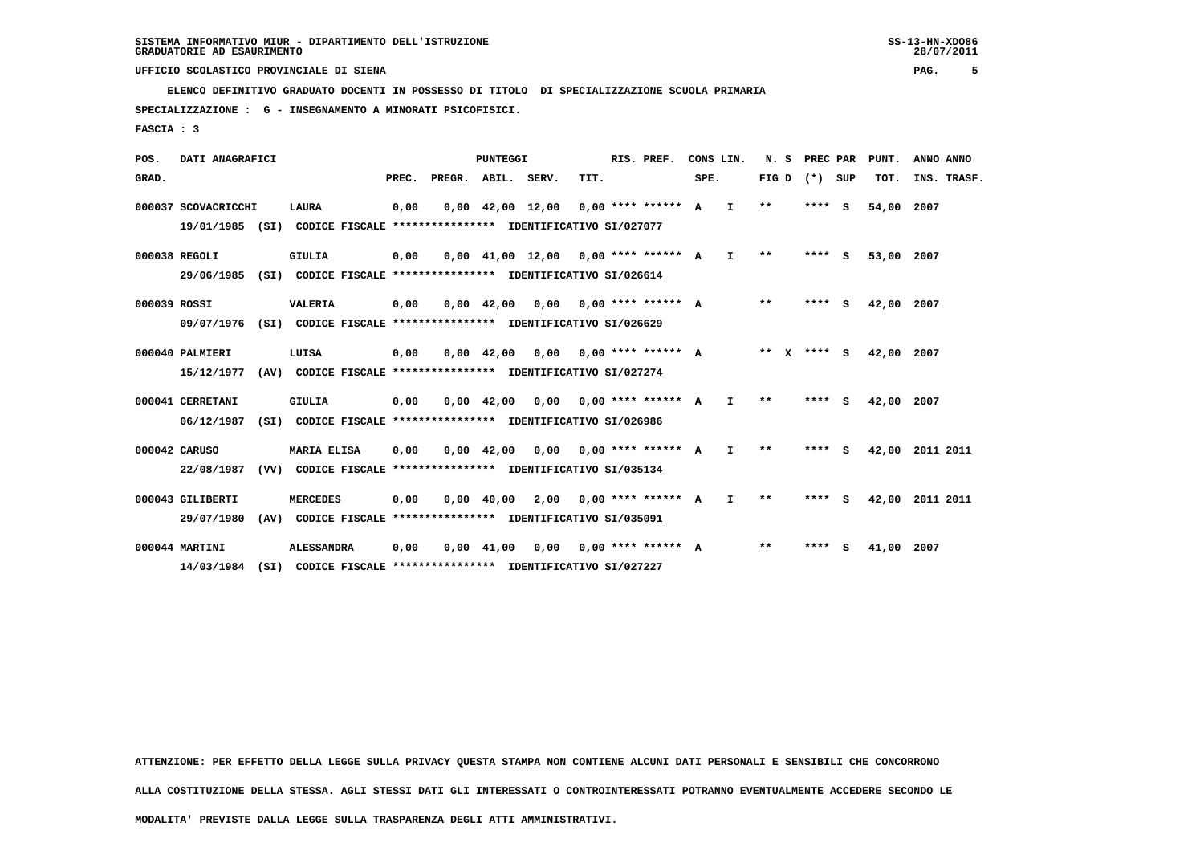SISTEMA INFORMATIVO MIUR - DIPARTIMENTO DELL'ISTRUZIONE
GRADUATORIE AD ESAURIMENTO

UFFICIO SCOLASTICO PROVINCIALE DI SIENA

**ELENCO DEFINITIVO GRADUATO DOCENTI IN POSSESSO DI TITOLO DI SPECIALIZZAZIONE SCUOLA PRIMARIA**

**SPECIALIZZAZIONE : G - INSEGNAMENTO A MINORATI PSICOFISICI.**

**FASCIA : 3**

| POS. GRAD. | DATI ANAGRAFICI | | PUNTEGGI PREC. | PREGR. | ABIL. | SERV. | TIT. | RIS. PREF. | CONS SPE. | LIN. | N. S FIG D | PREC (*) | PAR SUP | PUNT. TOT. | ANNO INS. | ANNO TRASF. |
|---|---|---|---|---|---|---|---|---|---|---|---|---|---|---|---|---|
| 000037 | SCOVACRICCHI | LAURA | 0,00 | 0,00 | 42,00 | 12,00 | 0,00 | **** ****** | A | I | ** | **** | S | 54,00 | 2007 | |
| | 19/01/1985 (SI) CODICE FISCALE **************** IDENTIFICATIVO SI/027077 | | | | | | | | | | | | | | | |
| 000038 | REGOLI | GIULIA | 0,00 | 0,00 | 41,00 | 12,00 | 0,00 | **** ****** | A | I | ** | **** | S | 53,00 | 2007 | |
| | 29/06/1985 (SI) CODICE FISCALE **************** IDENTIFICATIVO SI/026614 | | | | | | | | | | | | | | | |
| 000039 | ROSSI | VALERIA | 0,00 | 0,00 | 42,00 | 0,00 | 0,00 | **** ****** | A | | ** | **** | S | 42,00 | 2007 | |
| | 09/07/1976 (SI) CODICE FISCALE **************** IDENTIFICATIVO SI/026629 | | | | | | | | | | | | | | | |
| 000040 | PALMIERI | LUISA | 0,00 | 0,00 | 42,00 | 0,00 | 0,00 | **** ****** | A | | ** X | **** | S | 42,00 | 2007 | |
| | 15/12/1977 (AV) CODICE FISCALE **************** IDENTIFICATIVO SI/027274 | | | | | | | | | | | | | | | |
| 000041 | CERRETANI | GIULIA | 0,00 | 0,00 | 42,00 | 0,00 | 0,00 | **** ****** | A | I | ** | **** | S | 42,00 | 2007 | |
| | 06/12/1987 (SI) CODICE FISCALE **************** IDENTIFICATIVO SI/026986 | | | | | | | | | | | | | | | |
| 000042 | CARUSO | MARIA ELISA | 0,00 | 0,00 | 42,00 | 0,00 | 0,00 | **** ****** | A | I | ** | **** | S | 42,00 | 2011 | 2011 |
| | 22/08/1987 (VV) CODICE FISCALE **************** IDENTIFICATIVO SI/035134 | | | | | | | | | | | | | | | |
| 000043 | GILIBERTI | MERCEDES | 0,00 | 0,00 | 40,00 | 2,00 | 0,00 | **** ****** | A | I | ** | **** | S | 42,00 | 2011 | 2011 |
| | 29/07/1980 (AV) CODICE FISCALE **************** IDENTIFICATIVO SI/035091 | | | | | | | | | | | | | | | |
| 000044 | MARTINI | ALESSANDRA | 0,00 | 0,00 | 41,00 | 0,00 | 0,00 | **** ****** | A | | ** | **** | S | 41,00 | 2007 | |
| | 14/03/1984 (SI) CODICE FISCALE **************** IDENTIFICATIVO SI/027227 | | | | | | | | | | | | | | | |

**ATTENZIONE: PER EFFETTO DELLA LEGGE SULLA PRIVACY QUESTA STAMPA NON CONTIENE ALCUNI DATI PERSONALI E SENSIBILI CHE CONCORRONO ALLA COSTITUZIONE DELLA STESSA. AGLI STESSI DATI GLI INTERESSATI O CONTROINTERESSATI POTRANNO EVENTUALMENTE ACCEDERE SECONDO LE MODALITA' PREVISTE DALLA LEGGE SULLA TRASPARENZA DEGLI ATTI AMMINISTRATIVI.**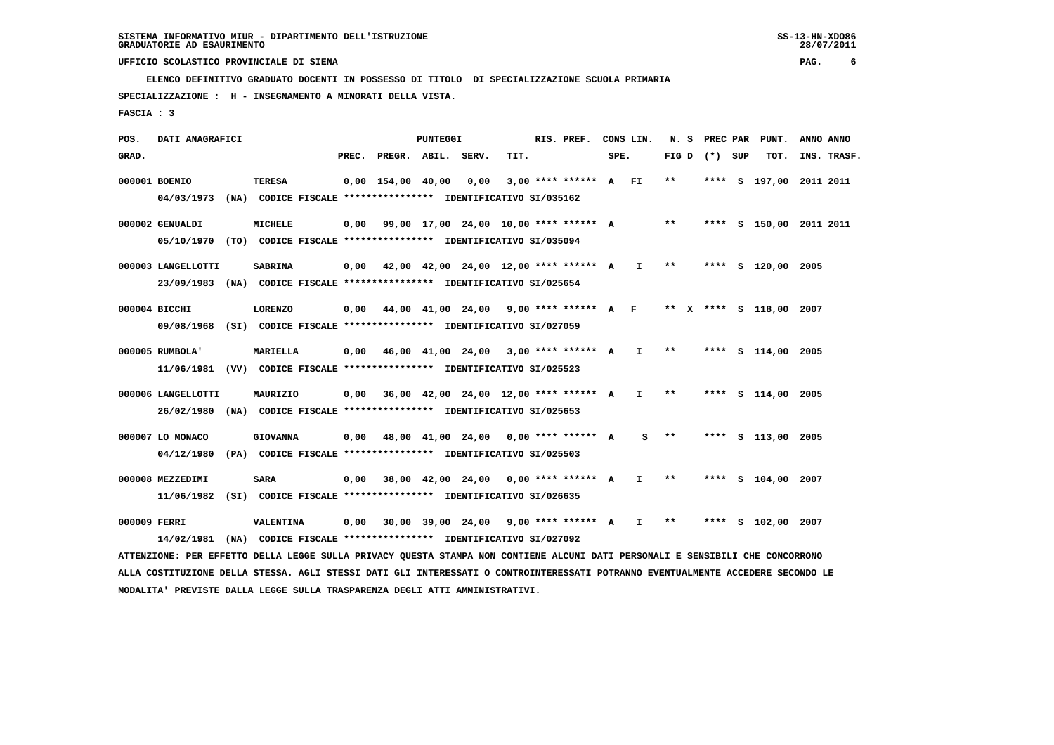SISTEMA INFORMATIVO MIUR - DIPARTIMENTO DELL'ISTRUZIONE
GRADUATORIE AD ESAURIMENTO

UFFICIO SCOLASTICO PROVINCIALE DI SIENA

ELENCO DEFINITIVO GRADUATO DOCENTI IN POSSESSO DI TITOLO DI SPECIALIZZAZIONE SCUOLA PRIMARIA

SPECIALIZZAZIONE : H - INSEGNAMENTO A MINORATI DELLA VISTA.

FASCIA : 3

| POS. GRAD. | DATI ANAGRAFICI | | PREC. | PREGR. | ABIL. | SERV. | TIT. | RIS. PREF. | CONS LIN. SPE. | | N. S FIG D | (*) | PREC PAR SUP | PUNT. TOT. | ANNO INS. | ANNO TRASF. |
|---|---|---|---|---|---|---|---|---|---|---|---|---|---|---|---|---|
| 000001 | BOEMIO | TERESA | 0,00 | 154,00 | 40,00 | 0,00 | 3,00 | **** ****** | A | FI | ** | | **** S | 197,00 | 2011 | 2011 |
| | 04/03/1973 (NA) CODICE FISCALE **************** IDENTIFICATIVO SI/035162 | | | | | | | | | | | | | | | |
| 000002 | GENUALDI | MICHELE | 0,00 | 99,00 | 17,00 | 24,00 | 10,00 | **** ****** | A | | ** | | **** S | 150,00 | 2011 | 2011 |
| | 05/10/1970 (TO) CODICE FISCALE **************** IDENTIFICATIVO SI/035094 | | | | | | | | | | | | | | | |
| 000003 | LANGELLOTTI | SABRINA | 0,00 | 42,00 | 42,00 | 24,00 | 12,00 | **** ****** | A | I | ** | | **** S | 120,00 | 2005 | |
| | 23/09/1983 (NA) CODICE FISCALE **************** IDENTIFICATIVO SI/025654 | | | | | | | | | | | | | | | |
| 000004 | BICCHI | LORENZO | 0,00 | 44,00 | 41,00 | 24,00 | 9,00 | **** ****** | A | F | ** | X | **** S | 118,00 | 2007 | |
| | 09/08/1968 (SI) CODICE FISCALE **************** IDENTIFICATIVO SI/027059 | | | | | | | | | | | | | | | |
| 000005 | RUMBOLA' | MARIELLA | 0,00 | 46,00 | 41,00 | 24,00 | 3,00 | **** ****** | A | I | ** | | **** S | 114,00 | 2005 | |
| | 11/06/1981 (VV) CODICE FISCALE **************** IDENTIFICATIVO SI/025523 | | | | | | | | | | | | | | | |
| 000006 | LANGELLOTTI | MAURIZIO | 0,00 | 36,00 | 42,00 | 24,00 | 12,00 | **** ****** | A | I | ** | | **** S | 114,00 | 2005 | |
| | 26/02/1980 (NA) CODICE FISCALE **************** IDENTIFICATIVO SI/025653 | | | | | | | | | | | | | | | |
| 000007 | LO MONACO | GIOVANNA | 0,00 | 48,00 | 41,00 | 24,00 | 0,00 | **** ****** | A | S | ** | | **** S | 113,00 | 2005 | |
| | 04/12/1980 (PA) CODICE FISCALE **************** IDENTIFICATIVO SI/025503 | | | | | | | | | | | | | | | |
| 000008 | MEZZEDIMI | SARA | 0,00 | 38,00 | 42,00 | 24,00 | 0,00 | **** ****** | A | I | ** | | **** S | 104,00 | 2007 | |
| | 11/06/1982 (SI) CODICE FISCALE **************** IDENTIFICATIVO SI/026635 | | | | | | | | | | | | | | | |
| 000009 | FERRI | VALENTINA | 0,00 | 30,00 | 39,00 | 24,00 | 9,00 | **** ****** | A | I | ** | | **** S | 102,00 | 2007 | |
| | 14/02/1981 (NA) CODICE FISCALE **************** IDENTIFICATIVO SI/027092 | | | | | | | | | | | | | | | |

ATTENZIONE: PER EFFETTO DELLA LEGGE SULLA PRIVACY QUESTA STAMPA NON CONTIENE ALCUNI DATI PERSONALI E SENSIBILI CHE CONCORRONO ALLA COSTITUZIONE DELLA STESSA. AGLI STESSI DATI GLI INTERESSATI O CONTROINTERESSATI POTRANNO EVENTUALMENTE ACCEDERE SECONDO LE MODALITA' PREVISTE DALLA LEGGE SULLA TRASPARENZA DEGLI ATTI AMMINISTRATIVI.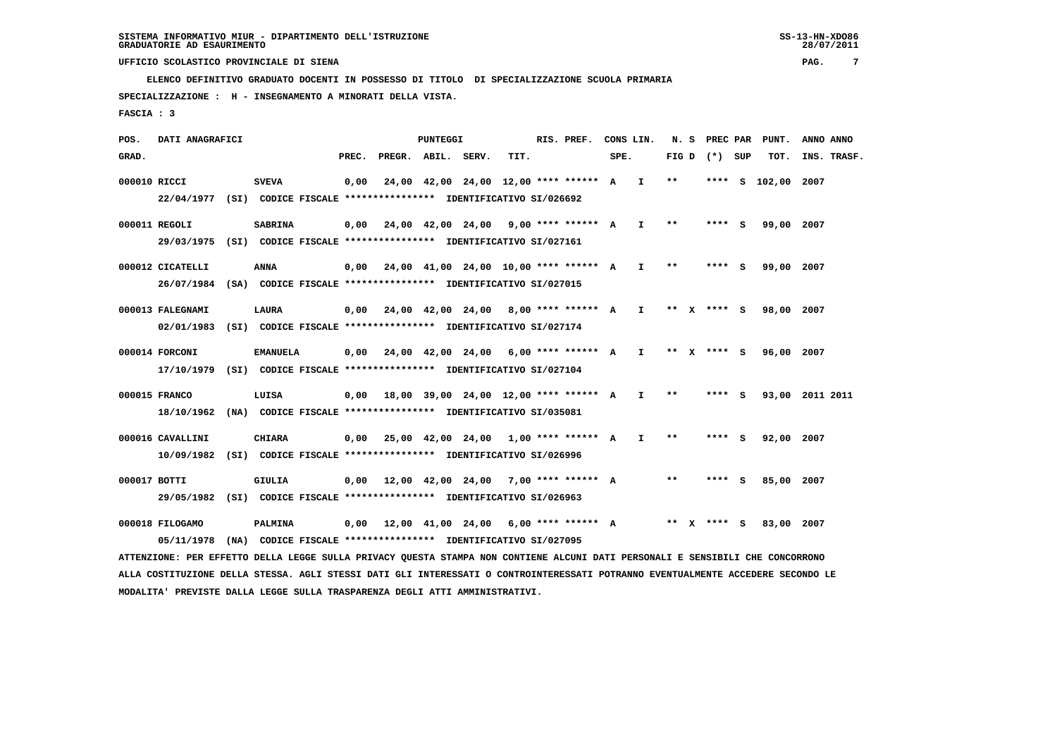SISTEMA INFORMATIVO MIUR - DIPARTIMENTO DELL'ISTRUZIONE
GRADUATORIE AD ESAURIMENTO

UFFICIO SCOLASTICO PROVINCIALE DI SIENA

ELENCO DEFINITIVO GRADUATO DOCENTI IN POSSESSO DI TITOLO DI SPECIALIZZAZIONE SCUOLA PRIMARIA

SPECIALIZZAZIONE : H - INSEGNAMENTO A MINORATI DELLA VISTA.

FASCIA : 3

| POS. GRAD. | DATI ANAGRAFICI | | PREC. | PREGR. | ABIL. | SERV. | TIT. | RIS. PREF. | CONS SPE. | LIN. | N. S FIG D | PREC PAR (*) | SUP | PUNT. TOT. | ANNO INS. | ANNO TRASF. |
|---|---|---|---|---|---|---|---|---|---|---|---|---|---|---|---|---|
| 000010 | RICCI | SVEVA | 0,00 | 24,00 | 42,00 | 24,00 | 12,00 | **** ****** | A | I | ** | **** | S | 102,00 | 2007 | |
| | 22/04/1977 (SI) CODICE FISCALE **************** IDENTIFICATIVO SI/026692 | | | | | | | | | | | | | | | |
| 000011 | REGOLI | SABRINA | 0,00 | 24,00 | 42,00 | 24,00 | 9,00 | **** ****** | A | I | ** | **** | S | 99,00 | 2007 | |
| | 29/03/1975 (SI) CODICE FISCALE **************** IDENTIFICATIVO SI/027161 | | | | | | | | | | | | | | | |
| 000012 | CICATELLI | ANNA | 0,00 | 24,00 | 41,00 | 24,00 | 10,00 | **** ****** | A | I | ** | **** | S | 99,00 | 2007 | |
| | 26/07/1984 (SA) CODICE FISCALE **************** IDENTIFICATIVO SI/027015 | | | | | | | | | | | | | | | |
| 000013 | FALEGNAMI | LAURA | 0,00 | 24,00 | 42,00 | 24,00 | 8,00 | **** ****** | A | I | ** X | **** | S | 98,00 | 2007 | |
| | 02/01/1983 (SI) CODICE FISCALE **************** IDENTIFICATIVO SI/027174 | | | | | | | | | | | | | | | |
| 000014 | FORCONI | EMANUELA | 0,00 | 24,00 | 42,00 | 24,00 | 6,00 | **** ****** | A | I | ** X | **** | S | 96,00 | 2007 | |
| | 17/10/1979 (SI) CODICE FISCALE **************** IDENTIFICATIVO SI/027104 | | | | | | | | | | | | | | | |
| 000015 | FRANCO | LUISA | 0,00 | 18,00 | 39,00 | 24,00 | 12,00 | **** ****** | A | I | ** | **** | S | 93,00 | 2011 | 2011 |
| | 18/10/1962 (NA) CODICE FISCALE **************** IDENTIFICATIVO SI/035081 | | | | | | | | | | | | | | | |
| 000016 | CAVALLINI | CHIARA | 0,00 | 25,00 | 42,00 | 24,00 | 1,00 | **** ****** | A | I | ** | **** | S | 92,00 | 2007 | |
| | 10/09/1982 (SI) CODICE FISCALE **************** IDENTIFICATIVO SI/026996 | | | | | | | | | | | | | | | |
| 000017 | BOTTI | GIULIA | 0,00 | 12,00 | 42,00 | 24,00 | 7,00 | **** ****** | A | | ** | **** | S | 85,00 | 2007 | |
| | 29/05/1982 (SI) CODICE FISCALE **************** IDENTIFICATIVO SI/026963 | | | | | | | | | | | | | | | |
| 000018 | FILOGAMO | PALMINA | 0,00 | 12,00 | 41,00 | 24,00 | 6,00 | **** ****** | A | | ** X | **** | S | 83,00 | 2007 | |
| | 05/11/1978 (NA) CODICE FISCALE **************** IDENTIFICATIVO SI/027095 | | | | | | | | | | | | | | | |

ATTENZIONE: PER EFFETTO DELLA LEGGE SULLA PRIVACY QUESTA STAMPA NON CONTIENE ALCUNI DATI PERSONALI E SENSIBILI CHE CONCORRONO ALLA COSTITUZIONE DELLA STESSA. AGLI STESSI DATI GLI INTERESSATI O CONTROINTERESSATI POTRANNO EVENTUALMENTE ACCEDERE SECONDO LE MODALITA' PREVISTE DALLA LEGGE SULLA TRASPARENZA DEGLI ATTI AMMINISTRATIVI.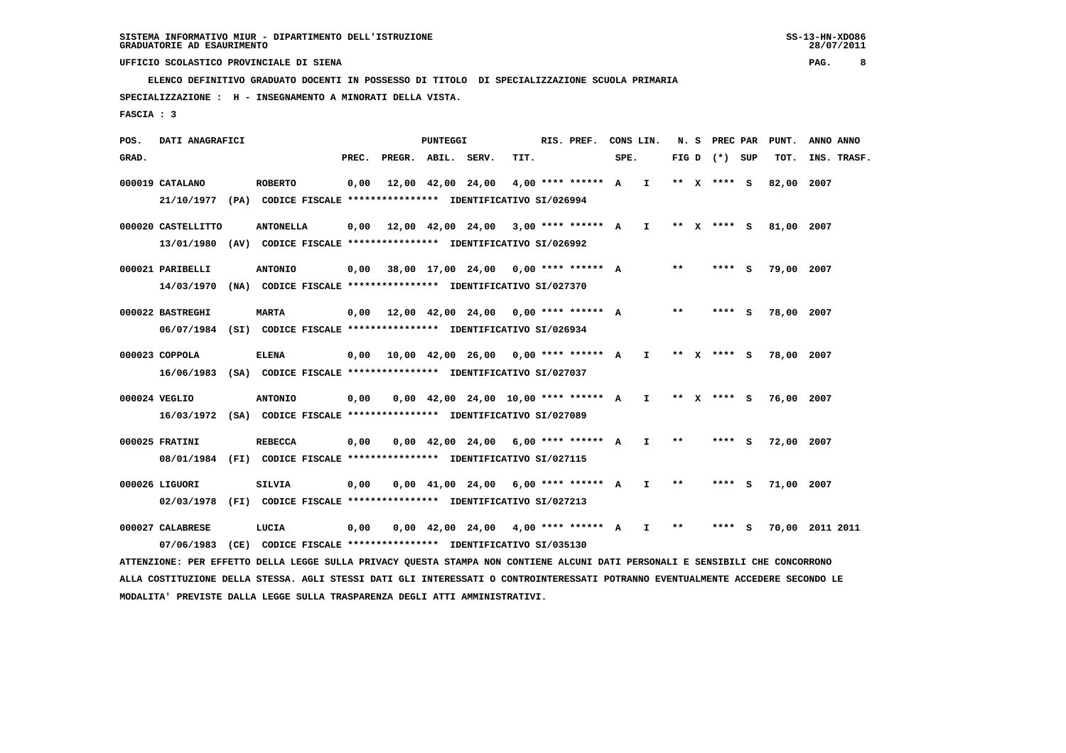SISTEMA INFORMATIVO MIUR - DIPARTIMENTO DELL'ISTRUZIONE
GRADUATORIE AD ESAURIMENTO

UFFICIO SCOLASTICO PROVINCIALE DI SIENA

ELENCO DEFINITIVO GRADUATO DOCENTI IN POSSESSO DI TITOLO DI SPECIALIZZAZIONE SCUOLA PRIMARIA

SPECIALIZZAZIONE : H - INSEGNAMENTO A MINORATI DELLA VISTA.

FASCIA : 3

| POS. GRAD. | DATI ANAGRAFICI | | PREC. | PREGR. | ABIL. | SERV. | TIT. | RIS. PREF. | CONS LIN. SPE. | | N. S FIG D | PREC PAR (*) SUP | PUNT. TOT. | ANNO ANNO INS. TRASF. |
|---|---|---|---|---|---|---|---|---|---|---|---|---|---|---|
| 000019 | CATALANO | ROBERTO | 0,00 | 12,00 | 42,00 | 24,00 | 4,00 | **** ****** | A | I | ** X | **** S | 82,00 | 2007 |
| | 21/10/1977 (PA) CODICE FISCALE **************** IDENTIFICATIVO SI/026994 | | | | | | | | | | | | | |
| 000020 | CASTELLITTO | ANTONELLA | 0,00 | 12,00 | 42,00 | 24,00 | 3,00 | **** ****** | A | I | ** X | **** S | 81,00 | 2007 |
| | 13/01/1980 (AV) CODICE FISCALE **************** IDENTIFICATIVO SI/026992 | | | | | | | | | | | | | |
| 000021 | PARIBELLI | ANTONIO | 0,00 | 38,00 | 17,00 | 24,00 | 0,00 | **** ****** | A | | ** | **** S | 79,00 | 2007 |
| | 14/03/1970 (NA) CODICE FISCALE **************** IDENTIFICATIVO SI/027370 | | | | | | | | | | | | | |
| 000022 | BASTREGHI | MARTA | 0,00 | 12,00 | 42,00 | 24,00 | 0,00 | **** ****** | A | | ** | **** S | 78,00 | 2007 |
| | 06/07/1984 (SI) CODICE FISCALE **************** IDENTIFICATIVO SI/026934 | | | | | | | | | | | | | |
| 000023 | COPPOLA | ELENA | 0,00 | 10,00 | 42,00 | 26,00 | 0,00 | **** ****** | A | I | ** X | **** S | 78,00 | 2007 |
| | 16/06/1983 (SA) CODICE FISCALE **************** IDENTIFICATIVO SI/027037 | | | | | | | | | | | | | |
| 000024 | VEGLIO | ANTONIO | 0,00 | 0,00 | 42,00 | 24,00 | 10,00 | **** ****** | A | I | ** X | **** S | 76,00 | 2007 |
| | 16/03/1972 (SA) CODICE FISCALE **************** IDENTIFICATIVO SI/027089 | | | | | | | | | | | | | |
| 000025 | FRATINI | REBECCA | 0,00 | 0,00 | 42,00 | 24,00 | 6,00 | **** ****** | A | I | ** | **** S | 72,00 | 2007 |
| | 08/01/1984 (FI) CODICE FISCALE **************** IDENTIFICATIVO SI/027115 | | | | | | | | | | | | | |
| 000026 | LIGUORI | SILVIA | 0,00 | 0,00 | 41,00 | 24,00 | 6,00 | **** ****** | A | I | ** | **** S | 71,00 | 2007 |
| | 02/03/1978 (FI) CODICE FISCALE **************** IDENTIFICATIVO SI/027213 | | | | | | | | | | | | | |
| 000027 | CALABRESE | LUCIA | 0,00 | 0,00 | 42,00 | 24,00 | 4,00 | **** ****** | A | I | ** | **** S | 70,00 | 2011 2011 |
| | 07/06/1983 (CE) CODICE FISCALE **************** IDENTIFICATIVO SI/035130 | | | | | | | | | | | | | |

ATTENZIONE: PER EFFETTO DELLA LEGGE SULLA PRIVACY QUESTA STAMPA NON CONTIENE ALCUNI DATI PERSONALI E SENSIBILI CHE CONCORRONO ALLA COSTITUZIONE DELLA STESSA. AGLI STESSI DATI GLI INTERESSATI O CONTROINTERESSATI POTRANNO EVENTUALMENTE ACCEDERE SECONDO LE MODALITA' PREVISTE DALLA LEGGE SULLA TRASPARENZA DEGLI ATTI AMMINISTRATIVI.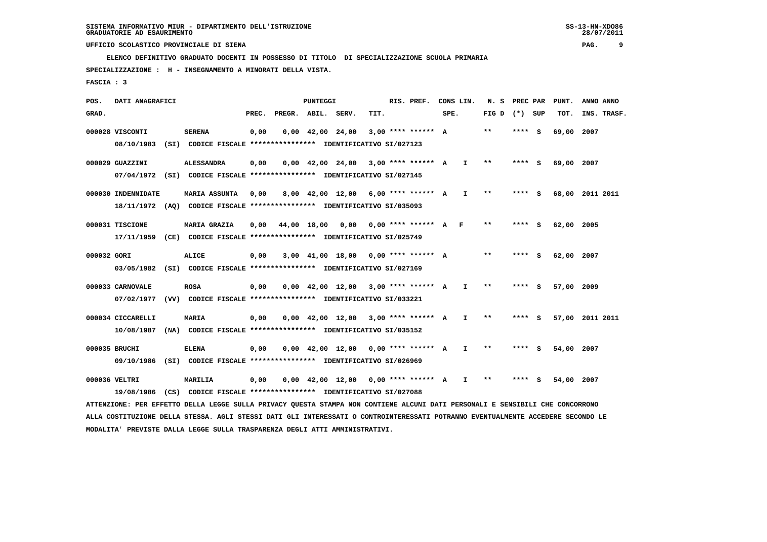SISTEMA INFORMATIVO MIUR - DIPARTIMENTO DELL'ISTRUZIONE
GRADUATORIE AD ESAURIMENTO

UFFICIO SCOLASTICO PROVINCIALE DI SIENA

ELENCO DEFINITIVO GRADUATO DOCENTI IN POSSESSO DI TITOLO DI SPECIALIZZAZIONE SCUOLA PRIMARIA

SPECIALIZZAZIONE : H - INSEGNAMENTO A MINORATI DELLA VISTA.

FASCIA : 3

| POS. GRAD. | DATI ANAGRAFICI | | PREC. | PREGR. | ABIL. | SERV. | TIT. | RIS. PREF. | CONS SPE. | LIN. | N. S FIG D | PREC PAR (*) | SUP | PUNT. TOT. | ANNO INS. | ANNO TRASF. |
|---|---|---|---|---|---|---|---|---|---|---|---|---|---|---|---|---|
| 000028 | VISCONTI | SERENA | 0,00 | 0,00 | 42,00 | 24,00 | 3,00 | **** ****** | A | | ** | **** | S | 69,00 | 2007 | |
| | 08/10/1983 (SI) CODICE FISCALE **************** IDENTIFICATIVO SI/027123 | | | | | | | | | | | | | | | |
| 000029 | GUAZZINI | ALESSANDRA | 0,00 | 0,00 | 42,00 | 24,00 | 3,00 | **** ****** | A | I | ** | **** | S | 69,00 | 2007 | |
| | 07/04/1972 (SI) CODICE FISCALE **************** IDENTIFICATIVO SI/027145 | | | | | | | | | | | | | | | |
| 000030 | INDENNIDATE | MARIA ASSUNTA | 0,00 | 8,00 | 42,00 | 12,00 | 6,00 | **** ****** | A | I | ** | **** | S | 68,00 | 2011 | 2011 |
| | 18/11/1972 (AQ) CODICE FISCALE **************** IDENTIFICATIVO SI/035093 | | | | | | | | | | | | | | | |
| 000031 | TISCIONE | MARIA GRAZIA | 0,00 | 44,00 | 18,00 | 0,00 | 0,00 | **** ****** | A | F | ** | **** | S | 62,00 | 2005 | |
| | 17/11/1959 (CE) CODICE FISCALE **************** IDENTIFICATIVO SI/025749 | | | | | | | | | | | | | | | |
| 000032 | GORI | ALICE | 0,00 | 3,00 | 41,00 | 18,00 | 0,00 | **** ****** | A | | ** | **** | S | 62,00 | 2007 | |
| | 03/05/1982 (SI) CODICE FISCALE **************** IDENTIFICATIVO SI/027169 | | | | | | | | | | | | | | | |
| 000033 | CARNOVALE | ROSA | 0,00 | 0,00 | 42,00 | 12,00 | 3,00 | **** ****** | A | I | ** | **** | S | 57,00 | 2009 | |
| | 07/02/1977 (VV) CODICE FISCALE **************** IDENTIFICATIVO SI/033221 | | | | | | | | | | | | | | | |
| 000034 | CICCARELLI | MARIA | 0,00 | 0,00 | 42,00 | 12,00 | 3,00 | **** ****** | A | I | ** | **** | S | 57,00 | 2011 | 2011 |
| | 10/08/1987 (NA) CODICE FISCALE **************** IDENTIFICATIVO SI/035152 | | | | | | | | | | | | | | | |
| 000035 | BRUCHI | ELENA | 0,00 | 0,00 | 42,00 | 12,00 | 0,00 | **** ****** | A | I | ** | **** | S | 54,00 | 2007 | |
| | 09/10/1986 (SI) CODICE FISCALE **************** IDENTIFICATIVO SI/026969 | | | | | | | | | | | | | | | |
| 000036 | VELTRI | MARILIA | 0,00 | 0,00 | 42,00 | 12,00 | 0,00 | **** ****** | A | I | ** | **** | S | 54,00 | 2007 | |
| | 19/08/1986 (CS) CODICE FISCALE **************** IDENTIFICATIVO SI/027088 | | | | | | | | | | | | | | | |

ATTENZIONE: PER EFFETTO DELLA LEGGE SULLA PRIVACY QUESTA STAMPA NON CONTIENE ALCUNI DATI PERSONALI E SENSIBILI CHE CONCORRONO ALLA COSTITUZIONE DELLA STESSA. AGLI STESSI DATI GLI INTERESSATI O CONTROINTERESSATI POTRANNO EVENTUALMENTE ACCEDERE SECONDO LE MODALITA' PREVISTE DALLA LEGGE SULLA TRASPARENZA DEGLI ATTI AMMINISTRATIVI.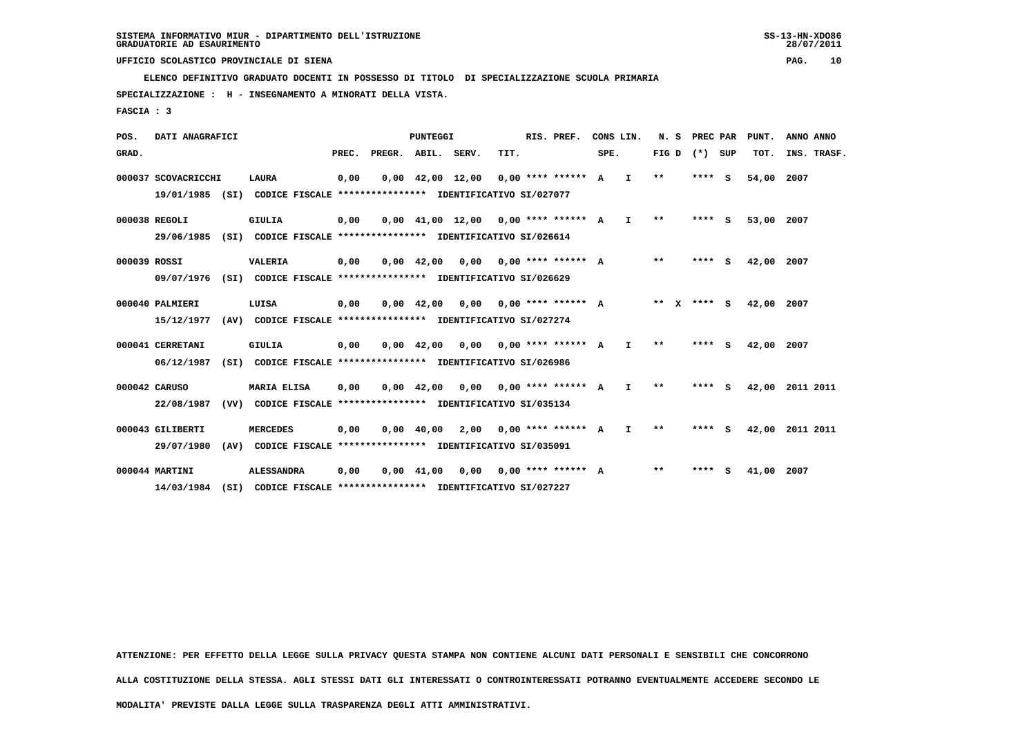**SISTEMA INFORMATIVO MIUR - DIPARTIMENTO DELL'ISTRUZIONE**
**GRADUATORIE AD ESAURIMENTO**

**UFFICIO SCOLASTICO PROVINCIALE DI SIENA**

**ELENCO DEFINITIVO GRADUATO DOCENTI IN POSSESSO DI TITOLO DI SPECIALIZZAZIONE SCUOLA PRIMARIA**

**SPECIALIZZAZIONE : H - INSEGNAMENTO A MINORATI DELLA VISTA.**

**FASCIA : 3**

| POS. GRAD. | DATI ANAGRAFICI | | PREC. | PREGR. | ABIL. | SERV. | TIT. | RIS. PREF. | CONS LIN. SPE. | | N. S FIG D | PREC PAR (*) | SUP | PUNT. TOT. | ANNO INS. | ANNO TRASF. |
|---|---|---|---|---|---|---|---|---|---|---|---|---|---|---|---|---|
| 000037 | SCOVACRICCHI | LAURA | 0,00 | 0,00 | 42,00 | 12,00 | 0,00 | **** ****** | A | I | ** | **** | S | 54,00 | 2007 | |
| | 19/01/1985 (SI) CODICE FISCALE **************** IDENTIFICATIVO SI/027077 | | | | | | | | | | | | | | | |
| 000038 | REGOLI | GIULIA | 0,00 | 0,00 | 41,00 | 12,00 | 0,00 | **** ****** | A | I | ** | **** | S | 53,00 | 2007 | |
| | 29/06/1985 (SI) CODICE FISCALE **************** IDENTIFICATIVO SI/026614 | | | | | | | | | | | | | | | |
| 000039 | ROSSI | VALERIA | 0,00 | 0,00 | 42,00 | 0,00 | 0,00 | **** ****** | A | | ** | **** | S | 42,00 | 2007 | |
| | 09/07/1976 (SI) CODICE FISCALE **************** IDENTIFICATIVO SI/026629 | | | | | | | | | | | | | | | |
| 000040 | PALMIERI | LUISA | 0,00 | 0,00 | 42,00 | 0,00 | 0,00 | **** ****** | A | | ** X | **** | S | 42,00 | 2007 | |
| | 15/12/1977 (AV) CODICE FISCALE **************** IDENTIFICATIVO SI/027274 | | | | | | | | | | | | | | | |
| 000041 | CERRETANI | GIULIA | 0,00 | 0,00 | 42,00 | 0,00 | 0,00 | **** ****** | A | I | ** | **** | S | 42,00 | 2007 | |
| | 06/12/1987 (SI) CODICE FISCALE **************** IDENTIFICATIVO SI/026986 | | | | | | | | | | | | | | | |
| 000042 | CARUSO | MARIA ELISA | 0,00 | 0,00 | 42,00 | 0,00 | 0,00 | **** ****** | A | I | ** | **** | S | 42,00 | 2011 | 2011 |
| | 22/08/1987 (VV) CODICE FISCALE **************** IDENTIFICATIVO SI/035134 | | | | | | | | | | | | | | | |
| 000043 | GILIBERTI | MERCEDES | 0,00 | 0,00 | 40,00 | 2,00 | 0,00 | **** ****** | A | I | ** | **** | S | 42,00 | 2011 | 2011 |
| | 29/07/1980 (AV) CODICE FISCALE **************** IDENTIFICATIVO SI/035091 | | | | | | | | | | | | | | | |
| 000044 | MARTINI | ALESSANDRA | 0,00 | 0,00 | 41,00 | 0,00 | 0,00 | **** ****** | A | | ** | **** | S | 41,00 | 2007 | |
| | 14/03/1984 (SI) CODICE FISCALE **************** IDENTIFICATIVO SI/027227 | | | | | | | | | | | | | | | |

ATTENZIONE: PER EFFETTO DELLA LEGGE SULLA PRIVACY QUESTA STAMPA NON CONTIENE ALCUNI DATI PERSONALI E SENSIBILI CHE CONCORRONO ALLA COSTITUZIONE DELLA STESSA. AGLI STESSI DATI GLI INTERESSATI O CONTROINTERESSATI POTRANNO EVENTUALMENTE ACCEDERE SECONDO LE MODALITA' PREVISTE DALLA LEGGE SULLA TRASPARENZA DEGLI ATTI AMMINISTRATIVI.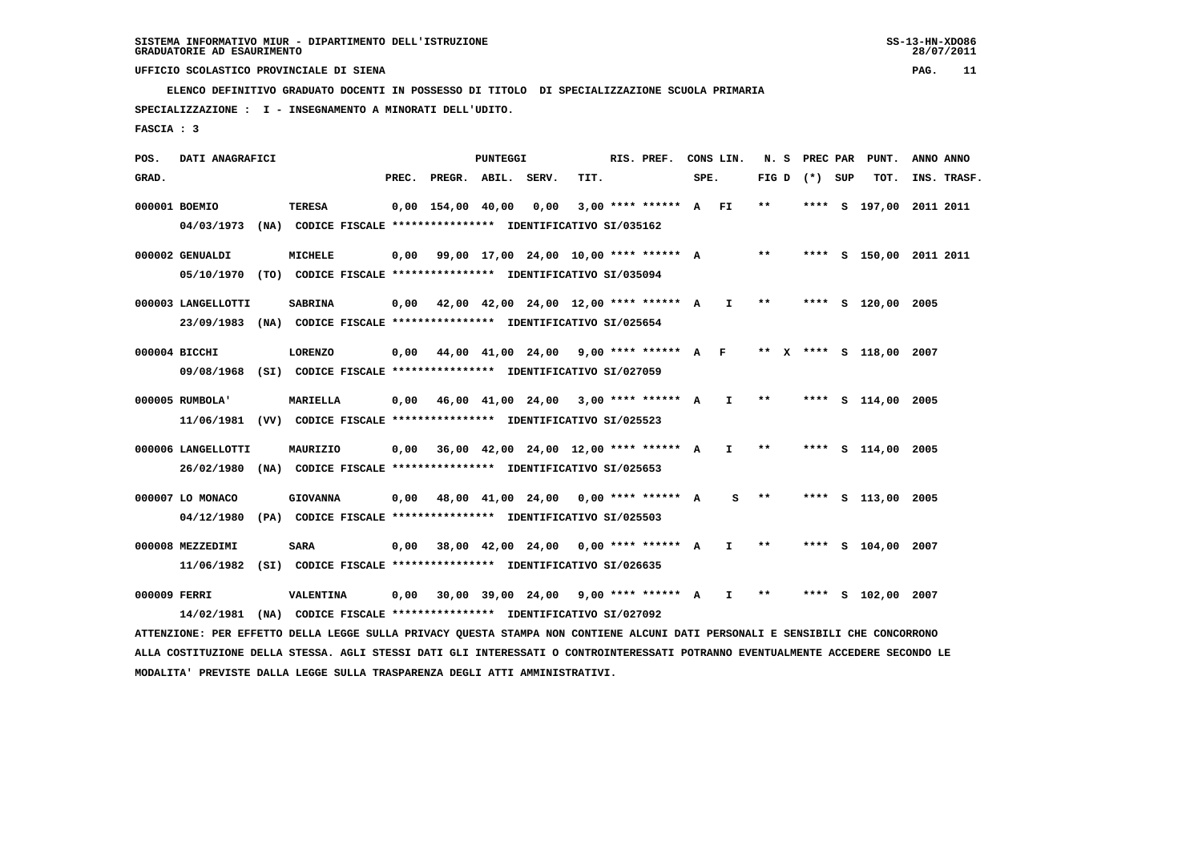**SISTEMA INFORMATIVO MIUR - DIPARTIMENTO DELL'ISTRUZIONE**
**GRADUATORIE AD ESAURIMENTO**

**UFFICIO SCOLASTICO PROVINCIALE DI SIENA**

**ELENCO DEFINITIVO GRADUATO DOCENTI IN POSSESSO DI TITOLO DI SPECIALIZZAZIONE SCUOLA PRIMARIA**

**SPECIALIZZAZIONE : I - INSEGNAMENTO A MINORATI DELL'UDITO.**

**FASCIA : 3**

| POS. GRAD. | DATI ANAGRAFICI | | PREC. | PREGR. | ABIL. | SERV. | TIT. | RIS. PREF. | CONS SPE. | LIN. | N. S FIG D | PREC (*) | PAR SUP | PUNT. TOT. | ANNO INS. | ANNO TRASF. |
|---|---|---|---|---|---|---|---|---|---|---|---|---|---|---|---|---|
| 000001 | BOEMIO | TERESA | 0,00 | 154,00 | 40,00 | 0,00 | 3,00 | **** ****** | A | FI | ** | **** | S | 197,00 | 2011 | 2011 |
| | 04/03/1973 (NA) CODICE FISCALE **************** IDENTIFICATIVO SI/035162 | | | | | | | | | | | | | | | |
| 000002 | GENUALDI | MICHELE | 0,00 | 99,00 | 17,00 | 24,00 | 10,00 | **** ****** | A | | ** | **** | S | 150,00 | 2011 | 2011 |
| | 05/10/1970 (TO) CODICE FISCALE **************** IDENTIFICATIVO SI/035094 | | | | | | | | | | | | | | | |
| 000003 | LANGELLOTTI | SABRINA | 0,00 | 42,00 | 42,00 | 24,00 | 12,00 | **** ****** | A | I | ** | **** | S | 120,00 | 2005 | |
| | 23/09/1983 (NA) CODICE FISCALE **************** IDENTIFICATIVO SI/025654 | | | | | | | | | | | | | | | |
| 000004 | BICCHI | LORENZO | 0,00 | 44,00 | 41,00 | 24,00 | 9,00 | **** ****** | A | F | ** X | **** | S | 118,00 | 2007 | |
| | 09/08/1968 (SI) CODICE FISCALE **************** IDENTIFICATIVO SI/027059 | | | | | | | | | | | | | | | |
| 000005 | RUMBOLA' | MARIELLA | 0,00 | 46,00 | 41,00 | 24,00 | 3,00 | **** ****** | A | I | ** | **** | S | 114,00 | 2005 | |
| | 11/06/1981 (VV) CODICE FISCALE **************** IDENTIFICATIVO SI/025523 | | | | | | | | | | | | | | | |
| 000006 | LANGELLOTTI | MAURIZIO | 0,00 | 36,00 | 42,00 | 24,00 | 12,00 | **** ****** | A | I | ** | **** | S | 114,00 | 2005 | |
| | 26/02/1980 (NA) CODICE FISCALE **************** IDENTIFICATIVO SI/025653 | | | | | | | | | | | | | | | |
| 000007 | LO MONACO | GIOVANNA | 0,00 | 48,00 | 41,00 | 24,00 | 0,00 | **** ****** | A | S | ** | **** | S | 113,00 | 2005 | |
| | 04/12/1980 (PA) CODICE FISCALE **************** IDENTIFICATIVO SI/025503 | | | | | | | | | | | | | | | |
| 000008 | MEZZEDIMI | SARA | 0,00 | 38,00 | 42,00 | 24,00 | 0,00 | **** ****** | A | I | ** | **** | S | 104,00 | 2007 | |
| | 11/06/1982 (SI) CODICE FISCALE **************** IDENTIFICATIVO SI/026635 | | | | | | | | | | | | | | | |
| 000009 | FERRI | VALENTINA | 0,00 | 30,00 | 39,00 | 24,00 | 9,00 | **** ****** | A | I | ** | **** | S | 102,00 | 2007 | |
| | 14/02/1981 (NA) CODICE FISCALE **************** IDENTIFICATIVO SI/027092 | | | | | | | | | | | | | | | |

ATTENZIONE: PER EFFETTO DELLA LEGGE SULLA PRIVACY QUESTA STAMPA NON CONTIENE ALCUNI DATI PERSONALI E SENSIBILI CHE CONCORRONO ALLA COSTITUZIONE DELLA STESSA. AGLI STESSI DATI GLI INTERESSATI O CONTROINTERESSATI POTRANNO EVENTUALMENTE ACCEDERE SECONDO LE MODALITA' PREVISTE DALLA LEGGE SULLA TRASPARENZA DEGLI ATTI AMMINISTRATIVI.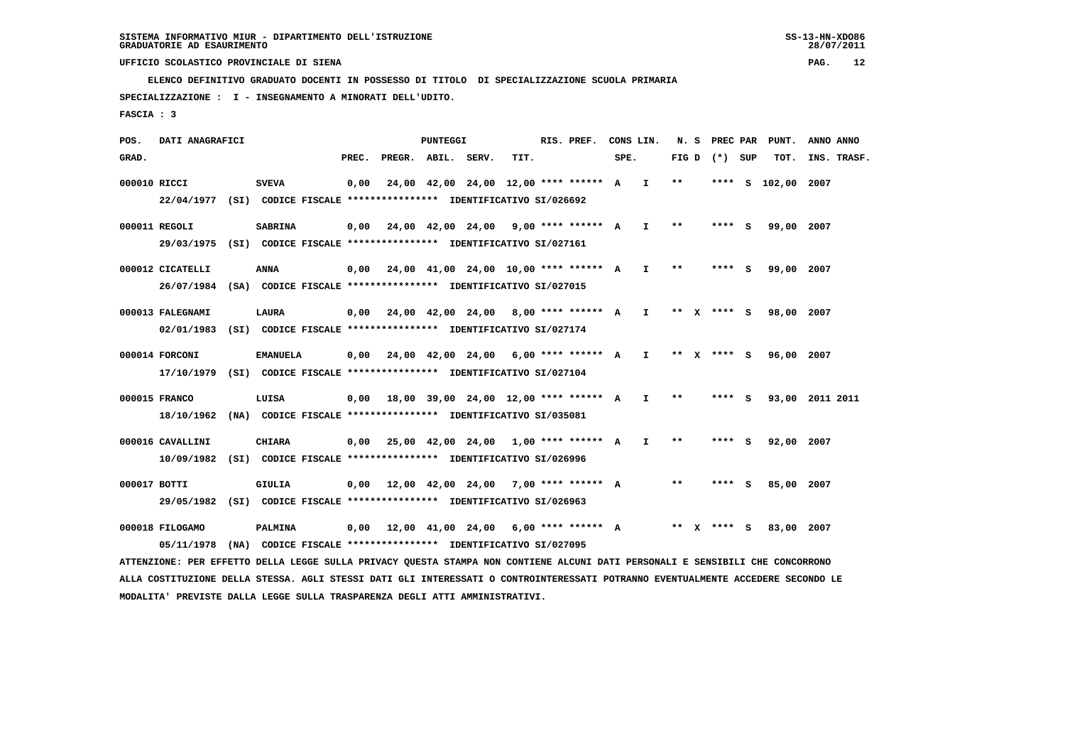SISTEMA INFORMATIVO MIUR - DIPARTIMENTO DELL'ISTRUZIONE
GRADUATORIE AD ESAURIMENTO

UFFICIO SCOLASTICO PROVINCIALE DI SIENA

ELENCO DEFINITIVO GRADUATO DOCENTI IN POSSESSO DI TITOLO DI SPECIALIZZAZIONE SCUOLA PRIMARIA

SPECIALIZZAZIONE : I - INSEGNAMENTO A MINORATI DELL'UDITO.

FASCIA : 3

| POS. GRAD. | DATI ANAGRAFICI | | PREC. | PREGR. | ABIL. | SERV. | TIT. | RIS. PREF. | CONS SPE. | LIN. | N. S FIG D | PREC PAR (*) | SUP | PUNT. TOT. | ANNO INS. | ANNO TRASF. |
|---|---|---|---|---|---|---|---|---|---|---|---|---|---|---|---|---|
| 000010 | RICCI | SVEVA | 0,00 | 24,00 | 42,00 | 24,00 | 12,00 | **** ****** | A | I | ** | **** | S | 102,00 | 2007 | |
| | 22/04/1977 (SI) CODICE FISCALE **************** IDENTIFICATIVO SI/026692 | | | | | | | | | | | | | | | |
| 000011 | REGOLI | SABRINA | 0,00 | 24,00 | 42,00 | 24,00 | 9,00 | **** ****** | A | I | ** | **** | S | 99,00 | 2007 | |
| | 29/03/1975 (SI) CODICE FISCALE **************** IDENTIFICATIVO SI/027161 | | | | | | | | | | | | | | | |
| 000012 | CICATELLI | ANNA | 0,00 | 24,00 | 41,00 | 24,00 | 10,00 | **** ****** | A | I | ** | **** | S | 99,00 | 2007 | |
| | 26/07/1984 (SA) CODICE FISCALE **************** IDENTIFICATIVO SI/027015 | | | | | | | | | | | | | | | |
| 000013 | FALEGNAMI | LAURA | 0,00 | 24,00 | 42,00 | 24,00 | 8,00 | **** ****** | A | I | ** X | **** | S | 98,00 | 2007 | |
| | 02/01/1983 (SI) CODICE FISCALE **************** IDENTIFICATIVO SI/027174 | | | | | | | | | | | | | | | |
| 000014 | FORCONI | EMANUELA | 0,00 | 24,00 | 42,00 | 24,00 | 6,00 | **** ****** | A | I | ** X | **** | S | 96,00 | 2007 | |
| | 17/10/1979 (SI) CODICE FISCALE **************** IDENTIFICATIVO SI/027104 | | | | | | | | | | | | | | | |
| 000015 | FRANCO | LUISA | 0,00 | 18,00 | 39,00 | 24,00 | 12,00 | **** ****** | A | I | ** | **** | S | 93,00 | 2011 | 2011 |
| | 18/10/1962 (NA) CODICE FISCALE **************** IDENTIFICATIVO SI/035081 | | | | | | | | | | | | | | | |
| 000016 | CAVALLINI | CHIARA | 0,00 | 25,00 | 42,00 | 24,00 | 1,00 | **** ****** | A | I | ** | **** | S | 92,00 | 2007 | |
| | 10/09/1982 (SI) CODICE FISCALE **************** IDENTIFICATIVO SI/026996 | | | | | | | | | | | | | | | |
| 000017 | BOTTI | GIULIA | 0,00 | 12,00 | 42,00 | 24,00 | 7,00 | **** ****** | A | | ** | **** | S | 85,00 | 2007 | |
| | 29/05/1982 (SI) CODICE FISCALE **************** IDENTIFICATIVO SI/026963 | | | | | | | | | | | | | | | |
| 000018 | FILOGAMO | PALMINA | 0,00 | 12,00 | 41,00 | 24,00 | 6,00 | **** ****** | A | | ** X | **** | S | 83,00 | 2007 | |
| | 05/11/1978 (NA) CODICE FISCALE **************** IDENTIFICATIVO SI/027095 | | | | | | | | | | | | | | | |

ATTENZIONE: PER EFFETTO DELLA LEGGE SULLA PRIVACY QUESTA STAMPA NON CONTIENE ALCUNI DATI PERSONALI E SENSIBILI CHE CONCORRONO ALLA COSTITUZIONE DELLA STESSA. AGLI STESSI DATI GLI INTERESSATI O CONTROINTERESSATI POTRANNO EVENTUALMENTE ACCEDERE SECONDO LE MODALITA' PREVISTE DALLA LEGGE SULLA TRASPARENZA DEGLI ATTI AMMINISTRATIVI.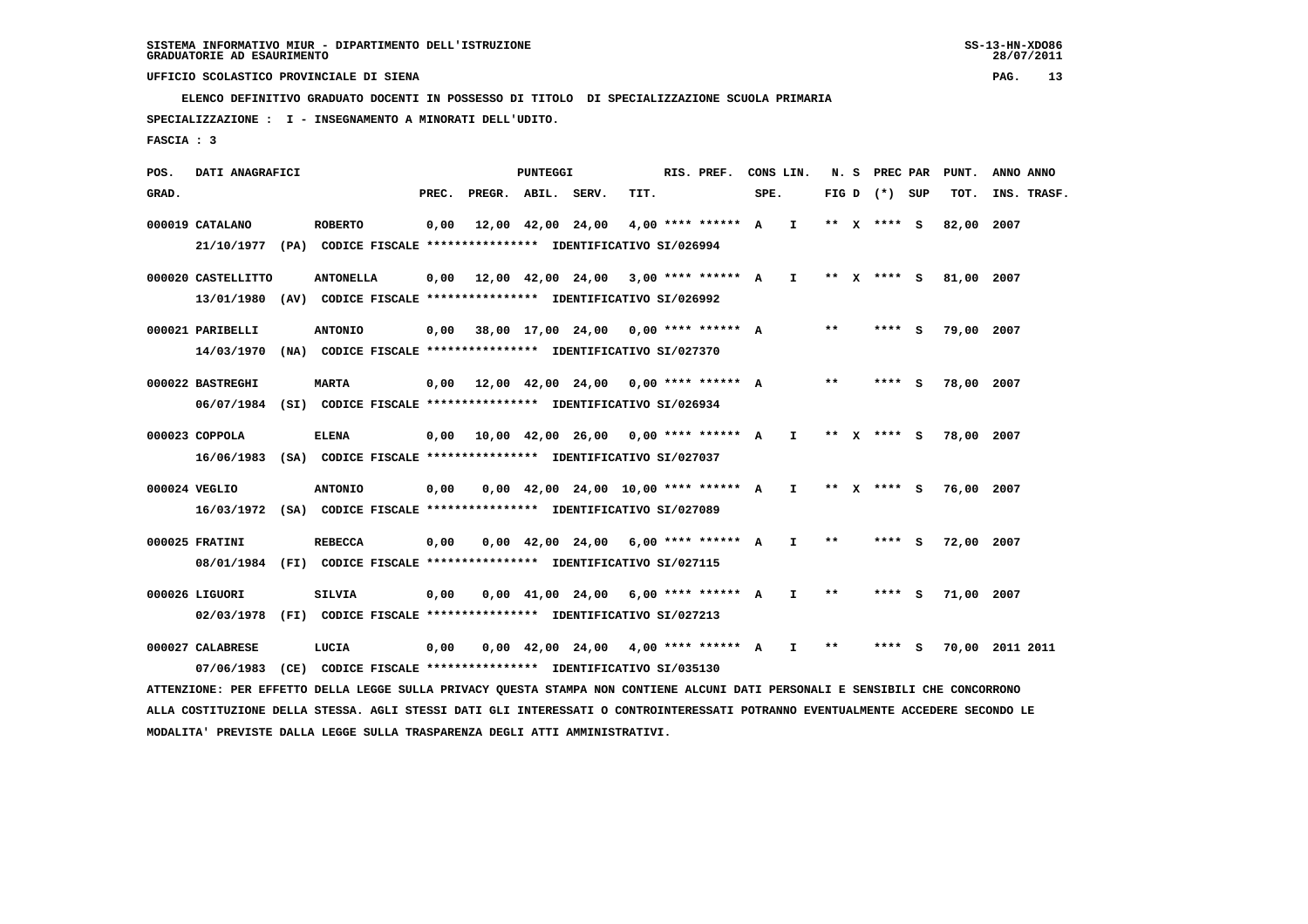SISTEMA INFORMATIVO MIUR - DIPARTIMENTO DELL'ISTRUZIONE
GRADUATORIE AD ESAURIMENTO

UFFICIO SCOLASTICO PROVINCIALE DI SIENA

ELENCO DEFINITIVO GRADUATO DOCENTI IN POSSESSO DI TITOLO DI SPECIALIZZAZIONE SCUOLA PRIMARIA

SPECIALIZZAZIONE : I - INSEGNAMENTO A MINORATI DELL'UDITO.

FASCIA : 3

| POS. GRAD. | DATI ANAGRAFICI | | PREC. | PREGR. | ABIL. | SERV. | TIT. | RIS. PREF. | CONS SPE. | LIN. | N. S FIG D | PREC PAR (*) | SUP | PUNT. TOT. | ANNO INS. | ANNO TRASF. |
|---|---|---|---|---|---|---|---|---|---|---|---|---|---|---|---|---|
| 000019 | CATALANO | ROBERTO | 0,00 | 12,00 | 42,00 | 24,00 | 4,00 | **** ****** | A | I | ** X | **** | S | 82,00 | 2007 | |
| | 21/10/1977 (PA) CODICE FISCALE **************** IDENTIFICATIVO SI/026994 | | | | | | | | | | | | | | | |
| 000020 | CASTELLITTO | ANTONELLA | 0,00 | 12,00 | 42,00 | 24,00 | 3,00 | **** ****** | A | I | ** X | **** | S | 81,00 | 2007 | |
| | 13/01/1980 (AV) CODICE FISCALE **************** IDENTIFICATIVO SI/026992 | | | | | | | | | | | | | | | |
| 000021 | PARIBELLI | ANTONIO | 0,00 | 38,00 | 17,00 | 24,00 | 0,00 | **** ****** | A | | ** | **** | S | 79,00 | 2007 | |
| | 14/03/1970 (NA) CODICE FISCALE **************** IDENTIFICATIVO SI/027370 | | | | | | | | | | | | | | | |
| 000022 | BASTREGHI | MARTA | 0,00 | 12,00 | 42,00 | 24,00 | 0,00 | **** ****** | A | | ** | **** | S | 78,00 | 2007 | |
| | 06/07/1984 (SI) CODICE FISCALE **************** IDENTIFICATIVO SI/026934 | | | | | | | | | | | | | | | |
| 000023 | COPPOLA | ELENA | 0,00 | 10,00 | 42,00 | 26,00 | 0,00 | **** ****** | A | I | ** X | **** | S | 78,00 | 2007 | |
| | 16/06/1983 (SA) CODICE FISCALE **************** IDENTIFICATIVO SI/027037 | | | | | | | | | | | | | | | |
| 000024 | VEGLIO | ANTONIO | 0,00 | 0,00 | 42,00 | 24,00 | 10,00 | **** ****** | A | I | ** X | **** | S | 76,00 | 2007 | |
| | 16/03/1972 (SA) CODICE FISCALE **************** IDENTIFICATIVO SI/027089 | | | | | | | | | | | | | | | |
| 000025 | FRATINI | REBECCA | 0,00 | 0,00 | 42,00 | 24,00 | 6,00 | **** ****** | A | I | ** | **** | S | 72,00 | 2007 | |
| | 08/01/1984 (FI) CODICE FISCALE **************** IDENTIFICATIVO SI/027115 | | | | | | | | | | | | | | | |
| 000026 | LIGUORI | SILVIA | 0,00 | 0,00 | 41,00 | 24,00 | 6,00 | **** ****** | A | I | ** | **** | S | 71,00 | 2007 | |
| | 02/03/1978 (FI) CODICE FISCALE **************** IDENTIFICATIVO SI/027213 | | | | | | | | | | | | | | | |
| 000027 | CALABRESE | LUCIA | 0,00 | 0,00 | 42,00 | 24,00 | 4,00 | **** ****** | A | I | ** | **** | S | 70,00 | 2011 | 2011 |
| | 07/06/1983 (CE) CODICE FISCALE **************** IDENTIFICATIVO SI/035130 | | | | | | | | | | | | | | | |

ATTENZIONE: PER EFFETTO DELLA LEGGE SULLA PRIVACY QUESTA STAMPA NON CONTIENE ALCUNI DATI PERSONALI E SENSIBILI CHE CONCORRONO ALLA COSTITUZIONE DELLA STESSA. AGLI STESSI DATI GLI INTERESSATI O CONTROINTERESSATI POTRANNO EVENTUALMENTE ACCEDERE SECONDO LE MODALITA' PREVISTE DALLA LEGGE SULLA TRASPARENZA DEGLI ATTI AMMINISTRATIVI.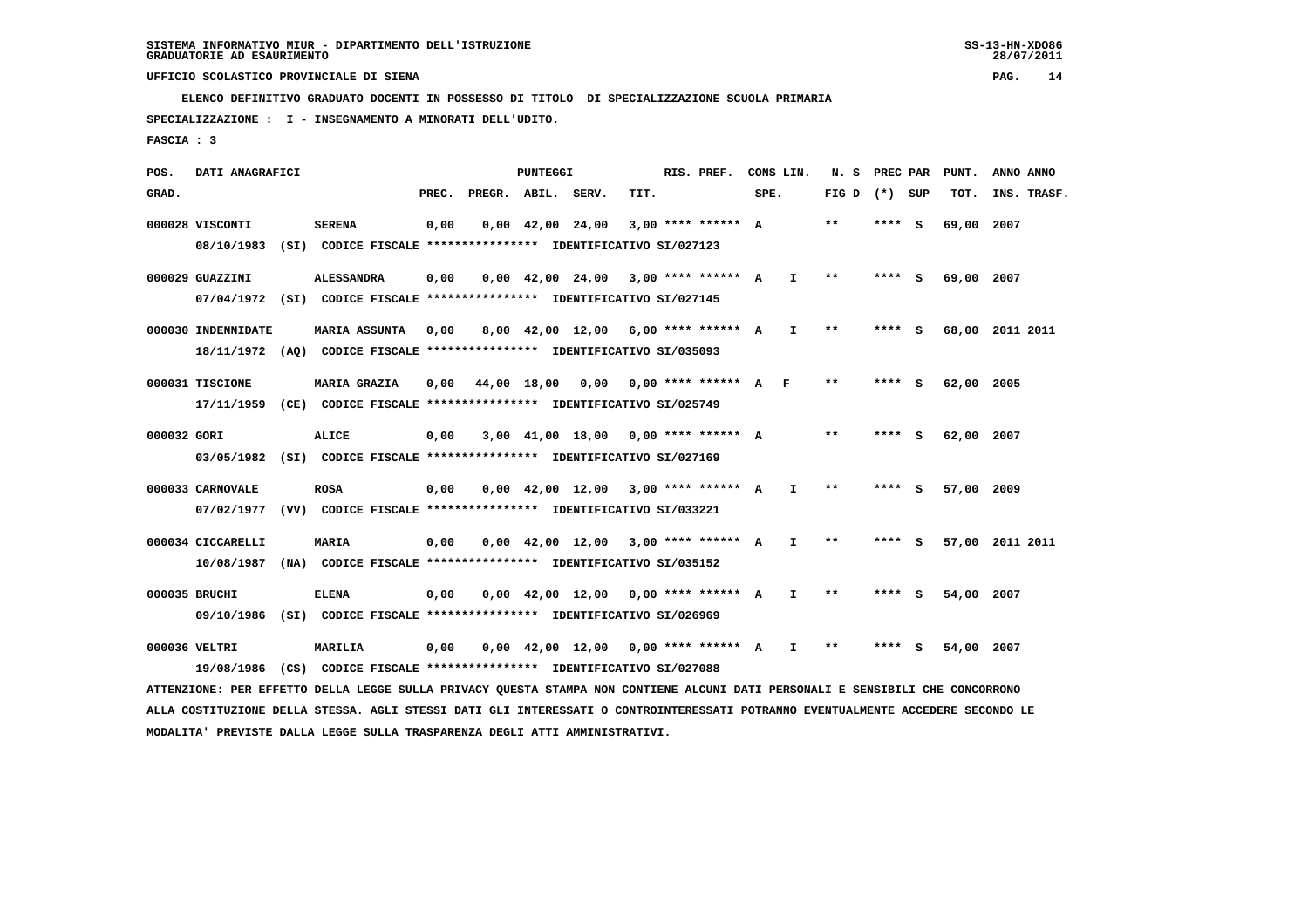SISTEMA INFORMATIVO MIUR - DIPARTIMENTO DELL'ISTRUZIONE
GRADUATORIE AD ESAURIMENTO

UFFICIO SCOLASTICO PROVINCIALE DI SIENA

**ELENCO DEFINITIVO GRADUATO DOCENTI IN POSSESSO DI TITOLO DI SPECIALIZZAZIONE SCUOLA PRIMARIA**

**SPECIALIZZAZIONE : I - INSEGNAMENTO A MINORATI DELL'UDITO.**

**FASCIA : 3**

| POS. GRAD. | DATI ANAGRAFICI | | PREC. | PREGR. | ABIL. | SERV. | TIT. | RIS. PREF. | CONS SPE. | LIN. | N. S FIG D | PREC PAR (*) | SUP | PUNT. TOT. | ANNO INS. | ANNO TRASF. |
|---|---|---|---|---|---|---|---|---|---|---|---|---|---|---|---|---|
| 000028 | VISCONTI | SERENA | 0,00 | 0,00 | 42,00 | 24,00 | 3,00 | **** ****** | A | | ** | **** | S | 69,00 | 2007 | |
| | 08/10/1983 (SI) CODICE FISCALE **************** IDENTIFICATIVO SI/027123 | | | | | | | | | | | | | | | |
| 000029 | GUAZZINI | ALESSANDRA | 0,00 | 0,00 | 42,00 | 24,00 | 3,00 | **** ****** | A | I | ** | **** | S | 69,00 | 2007 | |
| | 07/04/1972 (SI) CODICE FISCALE **************** IDENTIFICATIVO SI/027145 | | | | | | | | | | | | | | | |
| 000030 | INDENNIDATE | MARIA ASSUNTA | 0,00 | 8,00 | 42,00 | 12,00 | 6,00 | **** ****** | A | I | ** | **** | S | 68,00 | 2011 | 2011 |
| | 18/11/1972 (AQ) CODICE FISCALE **************** IDENTIFICATIVO SI/035093 | | | | | | | | | | | | | | | |
| 000031 | TISCIONE | MARIA GRAZIA | 0,00 | 44,00 | 18,00 | 0,00 | 0,00 | **** ****** | A | F | ** | **** | S | 62,00 | 2005 | |
| | 17/11/1959 (CE) CODICE FISCALE **************** IDENTIFICATIVO SI/025749 | | | | | | | | | | | | | | | |
| 000032 | GORI | ALICE | 0,00 | 3,00 | 41,00 | 18,00 | 0,00 | **** ****** | A | | ** | **** | S | 62,00 | 2007 | |
| | 03/05/1982 (SI) CODICE FISCALE **************** IDENTIFICATIVO SI/027169 | | | | | | | | | | | | | | | |
| 000033 | CARNOVALE | ROSA | 0,00 | 0,00 | 42,00 | 12,00 | 3,00 | **** ****** | A | I | ** | **** | S | 57,00 | 2009 | |
| | 07/02/1977 (VV) CODICE FISCALE **************** IDENTIFICATIVO SI/033221 | | | | | | | | | | | | | | | |
| 000034 | CICCARELLI | MARIA | 0,00 | 0,00 | 42,00 | 12,00 | 3,00 | **** ****** | A | I | ** | **** | S | 57,00 | 2011 | 2011 |
| | 10/08/1987 (NA) CODICE FISCALE **************** IDENTIFICATIVO SI/035152 | | | | | | | | | | | | | | | |
| 000035 | BRUCHI | ELENA | 0,00 | 0,00 | 42,00 | 12,00 | 0,00 | **** ****** | A | I | ** | **** | S | 54,00 | 2007 | |
| | 09/10/1986 (SI) CODICE FISCALE **************** IDENTIFICATIVO SI/026969 | | | | | | | | | | | | | | | |
| 000036 | VELTRI | MARILIA | 0,00 | 0,00 | 42,00 | 12,00 | 0,00 | **** ****** | A | I | ** | **** | S | 54,00 | 2007 | |
| | 19/08/1986 (CS) CODICE FISCALE **************** IDENTIFICATIVO SI/027088 | | | | | | | | | | | | | | | |

ATTENZIONE: PER EFFETTO DELLA LEGGE SULLA PRIVACY QUESTA STAMPA NON CONTIENE ALCUNI DATI PERSONALI E SENSIBILI CHE CONCORRONO ALLA COSTITUZIONE DELLA STESSA. AGLI STESSI DATI GLI INTERESSATI O CONTROINTERESSATI POTRANNO EVENTUALMENTE ACCEDERE SECONDO LE MODALITA' PREVISTE DALLA LEGGE SULLA TRASPARENZA DEGLI ATTI AMMINISTRATIVI.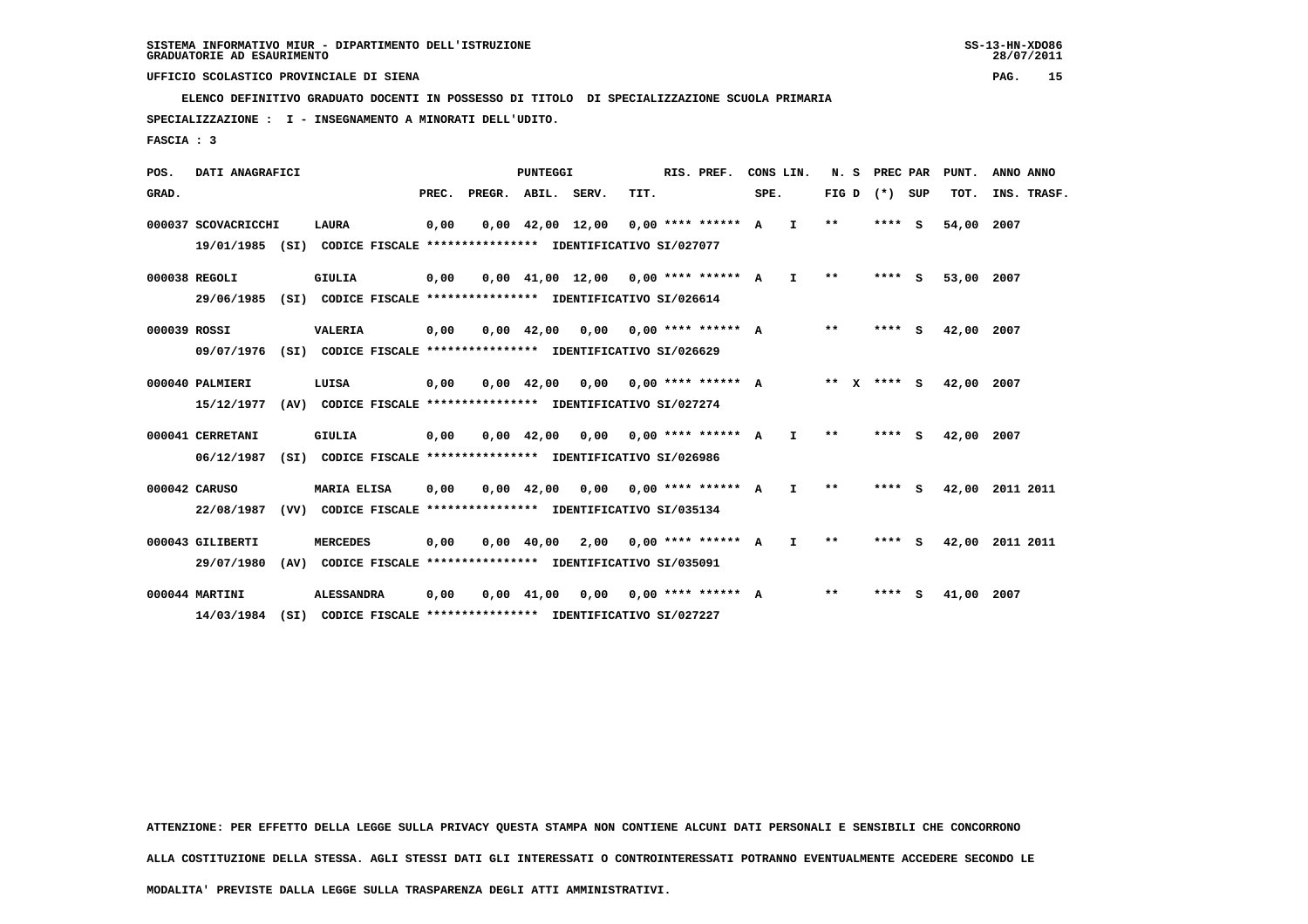SISTEMA INFORMATIVO MIUR - DIPARTIMENTO DELL'ISTRUZIONE
GRADUATORIE AD ESAURIMENTO

UFFICIO SCOLASTICO PROVINCIALE DI SIENA

**ELENCO DEFINITIVO GRADUATO DOCENTI IN POSSESSO DI TITOLO DI SPECIALIZZAZIONE SCUOLA PRIMARIA**

**SPECIALIZZAZIONE : I - INSEGNAMENTO A MINORATI DELL'UDITO.**

**FASCIA : 3**

| POS. GRAD. | DATI ANAGRAFICI | | PREC. | PREGR. | ABIL. | SERV. | TIT. | RIS. PREF. | CONS SPE. | LIN. | N. S FIG D | PREC (*) | PAR SUP | PUNT. TOT. | ANNO INS. | ANNO TRASF. |
|---|---|---|---|---|---|---|---|---|---|---|---|---|---|---|---|---|
| 000037 | SCOVACRICCHI | LAURA | 0,00 | 0,00 | 42,00 | 12,00 | 0,00 | **** ****** | A | I | ** | **** | S | 54,00 | 2007 | |
| | 19/01/1985 (SI) CODICE FISCALE **************** IDENTIFICATIVO SI/027077 | | | | | | | | | | | | | | | |
| 000038 | REGOLI | GIULIA | 0,00 | 0,00 | 41,00 | 12,00 | 0,00 | **** ****** | A | I | ** | **** | S | 53,00 | 2007 | |
| | 29/06/1985 (SI) CODICE FISCALE **************** IDENTIFICATIVO SI/026614 | | | | | | | | | | | | | | | |
| 000039 | ROSSI | VALERIA | 0,00 | 0,00 | 42,00 | 0,00 | 0,00 | **** ****** | A | | ** | **** | S | 42,00 | 2007 | |
| | 09/07/1976 (SI) CODICE FISCALE **************** IDENTIFICATIVO SI/026629 | | | | | | | | | | | | | | | |
| 000040 | PALMIERI | LUISA | 0,00 | 0,00 | 42,00 | 0,00 | 0,00 | **** ****** | A | | ** X | **** | S | 42,00 | 2007 | |
| | 15/12/1977 (AV) CODICE FISCALE **************** IDENTIFICATIVO SI/027274 | | | | | | | | | | | | | | | |
| 000041 | CERRETANI | GIULIA | 0,00 | 0,00 | 42,00 | 0,00 | 0,00 | **** ****** | A | I | ** | **** | S | 42,00 | 2007 | |
| | 06/12/1987 (SI) CODICE FISCALE **************** IDENTIFICATIVO SI/026986 | | | | | | | | | | | | | | | |
| 000042 | CARUSO | MARIA ELISA | 0,00 | 0,00 | 42,00 | 0,00 | 0,00 | **** ****** | A | I | ** | **** | S | 42,00 | 2011 | 2011 |
| | 22/08/1987 (VV) CODICE FISCALE **************** IDENTIFICATIVO SI/035134 | | | | | | | | | | | | | | | |
| 000043 | GILIBERTI | MERCEDES | 0,00 | 0,00 | 40,00 | 2,00 | 0,00 | **** ****** | A | I | ** | **** | S | 42,00 | 2011 | 2011 |
| | 29/07/1980 (AV) CODICE FISCALE **************** IDENTIFICATIVO SI/035091 | | | | | | | | | | | | | | | |
| 000044 | MARTINI | ALESSANDRA | 0,00 | 0,00 | 41,00 | 0,00 | 0,00 | **** ****** | A | | ** | **** | S | 41,00 | 2007 | |
| | 14/03/1984 (SI) CODICE FISCALE **************** IDENTIFICATIVO SI/027227 | | | | | | | | | | | | | | | |

ATTENZIONE: PER EFFETTO DELLA LEGGE SULLA PRIVACY QUESTA STAMPA NON CONTIENE ALCUNI DATI PERSONALI E SENSIBILI CHE CONCORRONO ALLA COSTITUZIONE DELLA STESSA. AGLI STESSI DATI GLI INTERESSATI O CONTROINTERESSATI POTRANNO EVENTUALMENTE ACCEDERE SECONDO LE MODALITA' PREVISTE DALLA LEGGE SULLA TRASPARENZA DEGLI ATTI AMMINISTRATIVI.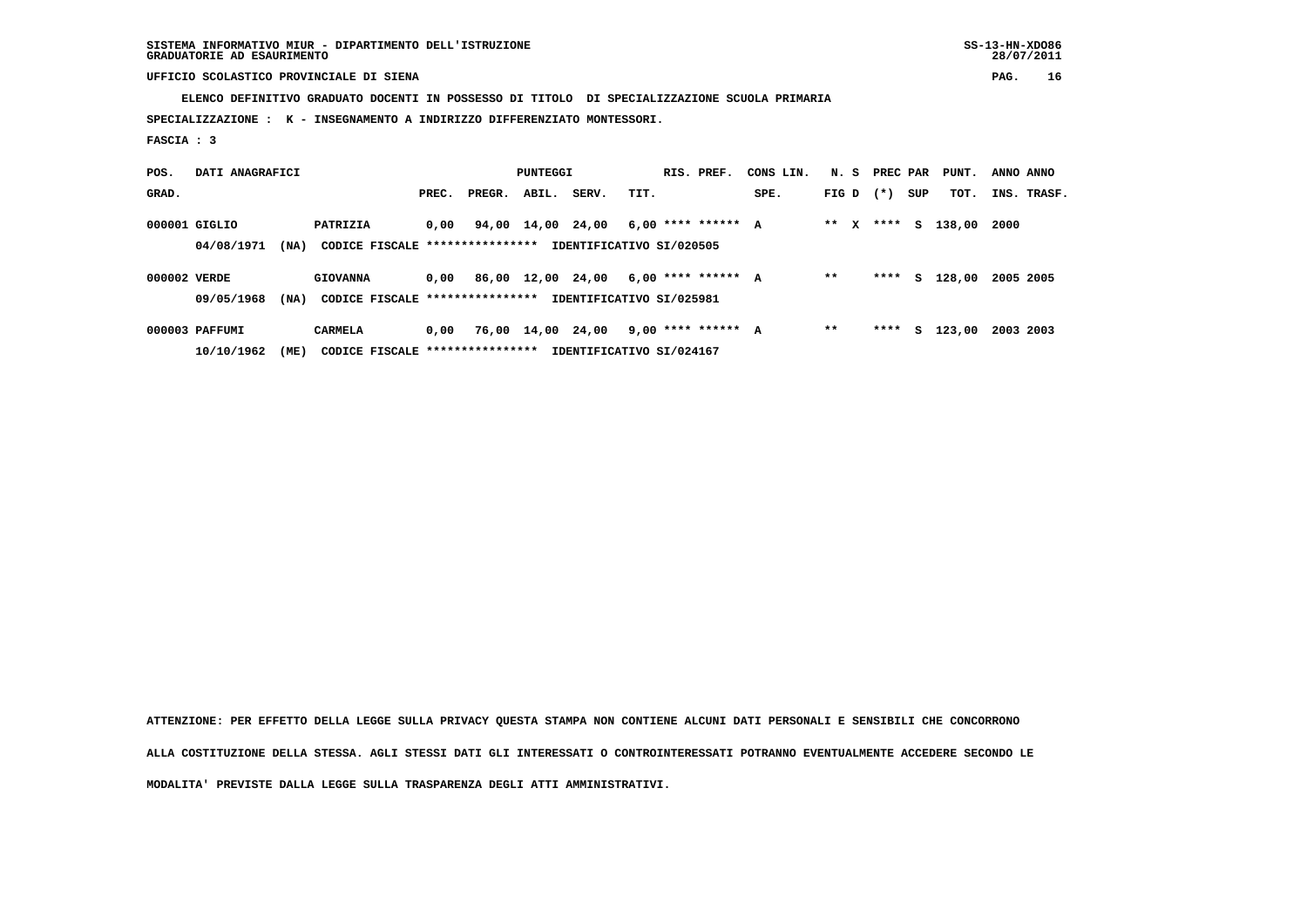SISTEMA INFORMATIVO MIUR - DIPARTIMENTO DELL'ISTRUZIONE
GRADUATORIE AD ESAURIMENTO

UFFICIO SCOLASTICO PROVINCIALE DI SIENA

ELENCO DEFINITIVO GRADUATO DOCENTI IN POSSESSO DI TITOLO DI SPECIALIZZAZIONE SCUOLA PRIMARIA

SPECIALIZZAZIONE : K - INSEGNAMENTO A INDIRIZZO DIFFERENZIATO MONTESSORI.

FASCIA : 3

| POS. GRAD. | DATI ANAGRAFICI | | PUNTEGGI PREC. | PREGR. | ABIL. | SERV. | TIT. | RIS. PREF. | CONS LIN. SPE. | N. S FIG D | PREC PAR (*) SUP | PUNT. TOT. | ANNO INS. | ANNO TRASF. |
|---|---|---|---|---|---|---|---|---|---|---|---|---|---|---|
| 000001 | GIGLIO | PATRIZIA | 0,00 | 94,00 | 14,00 | 24,00 | 6,00 | **** ****** | A | ** X | **** S | 138,00 | 2000 | |
| | 04/08/1971 (NA) | CODICE FISCALE **************** | IDENTIFICATIVO SI/020505 | | | | | | | | | | | |
| 000002 | VERDE | GIOVANNA | 0,00 | 86,00 | 12,00 | 24,00 | 6,00 | **** ****** | A | ** | **** S | 128,00 | 2005 | 2005 |
| | 09/05/1968 (NA) | CODICE FISCALE **************** | IDENTIFICATIVO SI/025981 | | | | | | | | | | | |
| 000003 | PAFFUMI | CARMELA | 0,00 | 76,00 | 14,00 | 24,00 | 9,00 | **** ****** | A | ** | **** S | 123,00 | 2003 | 2003 |
| | 10/10/1962 (ME) | CODICE FISCALE **************** | IDENTIFICATIVO SI/024167 | | | | | | | | | | | |

ATTENZIONE: PER EFFETTO DELLA LEGGE SULLA PRIVACY QUESTA STAMPA NON CONTIENE ALCUNI DATI PERSONALI E SENSIBILI CHE CONCORRONO ALLA COSTITUZIONE DELLA STESSA. AGLI STESSI DATI GLI INTERESSATI O CONTROINTERESSATI POTRANNO EVENTUALMENTE ACCEDERE SECONDO LE MODALITA' PREVISTE DALLA LEGGE SULLA TRASPARENZA DEGLI ATTI AMMINISTRATIVI.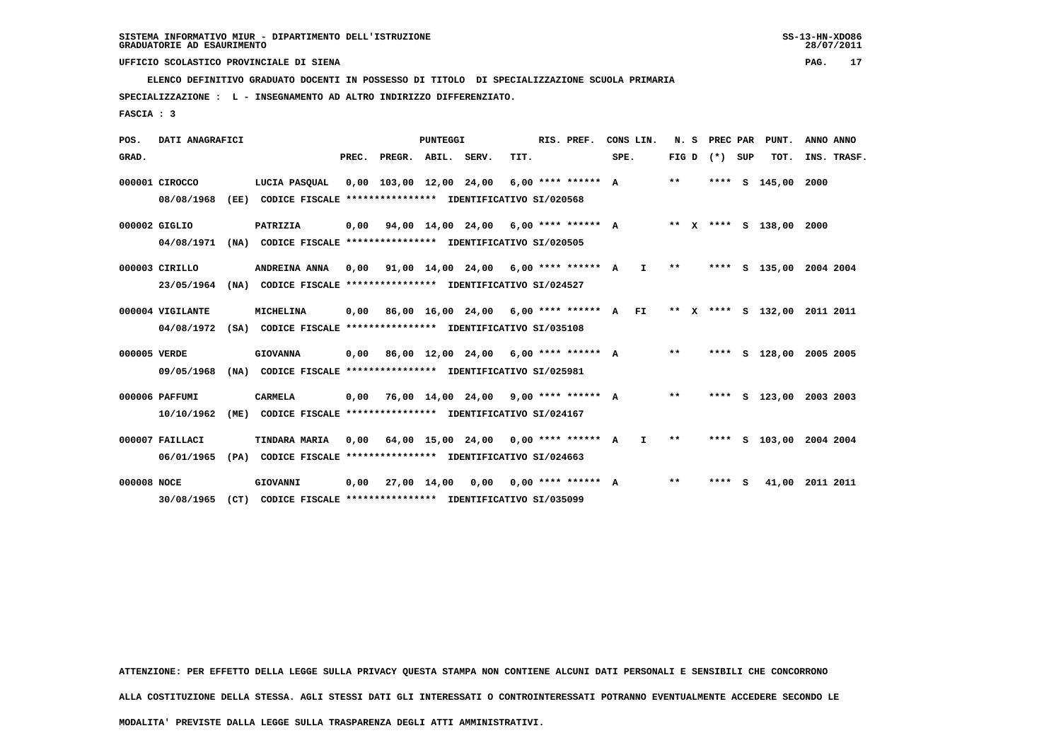SISTEMA INFORMATIVO MIUR - DIPARTIMENTO DELL'ISTRUZIONE
GRADUATORIE AD ESAURIMENTO

UFFICIO SCOLASTICO PROVINCIALE DI SIENA

**ELENCO DEFINITIVO GRADUATO DOCENTI IN POSSESSO DI TITOLO DI SPECIALIZZAZIONE SCUOLA PRIMARIA**

**SPECIALIZZAZIONE : L - INSEGNAMENTO AD ALTRO INDIRIZZO DIFFERENZIATO.**

**FASCIA : 3**

| POS. GRAD. | DATI ANAGRAFICI | | PUNTEGGI PREC. | PREGR. | ABIL. | SERV. | TIT. | RIS. PREF. | CONS LIN. SPE. | | N. S FIG D | PREC PAR (*) | SUP | PUNT. TOT. | ANNO INS. | ANNO TRASF. |
|---|---|---|---|---|---|---|---|---|---|---|---|---|---|---|---|---|
| 000001 | CIROCCO | LUCIA PASQUAL | 0,00 | 103,00 | 12,00 | 24,00 | 6,00 | **** ****** | A | | ** | **** | S | 145,00 | 2000 | |
| | 08/08/1968 (EE) CODICE FISCALE **************** IDENTIFICATIVO SI/020568 | | | | | | | | | | | | | | | |
| 000002 | GIGLIO | PATRIZIA | 0,00 | 94,00 | 14,00 | 24,00 | 6,00 | **** ****** | A | | ** X | **** | S | 138,00 | 2000 | |
| | 04/08/1971 (NA) CODICE FISCALE **************** IDENTIFICATIVO SI/020505 | | | | | | | | | | | | | | | |
| 000003 | CIRILLO | ANDREINA ANNA | 0,00 | 91,00 | 14,00 | 24,00 | 6,00 | **** ****** | A | I | ** | **** | S | 135,00 | 2004 | 2004 |
| | 23/05/1964 (NA) CODICE FISCALE **************** IDENTIFICATIVO SI/024527 | | | | | | | | | | | | | | | |
| 000004 | VIGILANTE | MICHELINA | 0,00 | 86,00 | 16,00 | 24,00 | 6,00 | **** ****** | A | FI | ** X | **** | S | 132,00 | 2011 | 2011 |
| | 04/08/1972 (SA) CODICE FISCALE **************** IDENTIFICATIVO SI/035108 | | | | | | | | | | | | | | | |
| 000005 | VERDE | GIOVANNA | 0,00 | 86,00 | 12,00 | 24,00 | 6,00 | **** ****** | A | | ** | **** | S | 128,00 | 2005 | 2005 |
| | 09/05/1968 (NA) CODICE FISCALE **************** IDENTIFICATIVO SI/025981 | | | | | | | | | | | | | | | |
| 000006 | PAFFUMI | CARMELA | 0,00 | 76,00 | 14,00 | 24,00 | 9,00 | **** ****** | A | | ** | **** | S | 123,00 | 2003 | 2003 |
| | 10/10/1962 (ME) CODICE FISCALE **************** IDENTIFICATIVO SI/024167 | | | | | | | | | | | | | | | |
| 000007 | FAILLACI | TINDARA MARIA | 0,00 | 64,00 | 15,00 | 24,00 | 0,00 | **** ****** | A | I | ** | **** | S | 103,00 | 2004 | 2004 |
| | 06/01/1965 (PA) CODICE FISCALE **************** IDENTIFICATIVO SI/024663 | | | | | | | | | | | | | | | |
| 000008 | NOCE | GIOVANNI | 0,00 | 27,00 | 14,00 | 0,00 | 0,00 | **** ****** | A | | ** | **** | S | 41,00 | 2011 | 2011 |
| | 30/08/1965 (CT) CODICE FISCALE **************** IDENTIFICATIVO SI/035099 | | | | | | | | | | | | | | | |

ATTENZIONE: PER EFFETTO DELLA LEGGE SULLA PRIVACY QUESTA STAMPA NON CONTIENE ALCUNI DATI PERSONALI E SENSIBILI CHE CONCORRONO ALLA COSTITUZIONE DELLA STESSA. AGLI STESSI DATI GLI INTERESSATI O CONTROINTERESSATI POTRANNO EVENTUALMENTE ACCEDERE SECONDO LE MODALITA' PREVISTE DALLA LEGGE SULLA TRASPARENZA DEGLI ATTI AMMINISTRATIVI.